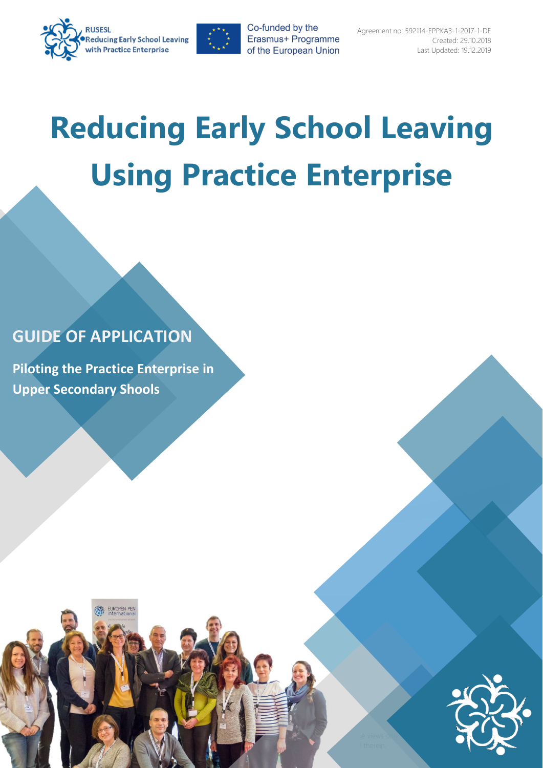RUSESL
Reducing Early School Leaving with Practice Enterprise

Co-funded by the Erasmus+ Programme of the European Union

Agreement no: 592114-EPPKA3-1-2017-1-DE
Created: 29.10.2018
Last Updated: 19.12.2019

# Reducing Early School Leaving Using Practice Enterprise

## GUIDE OF APPLICATION

**Piloting the Practice Enterprise in Upper Secondary Shools**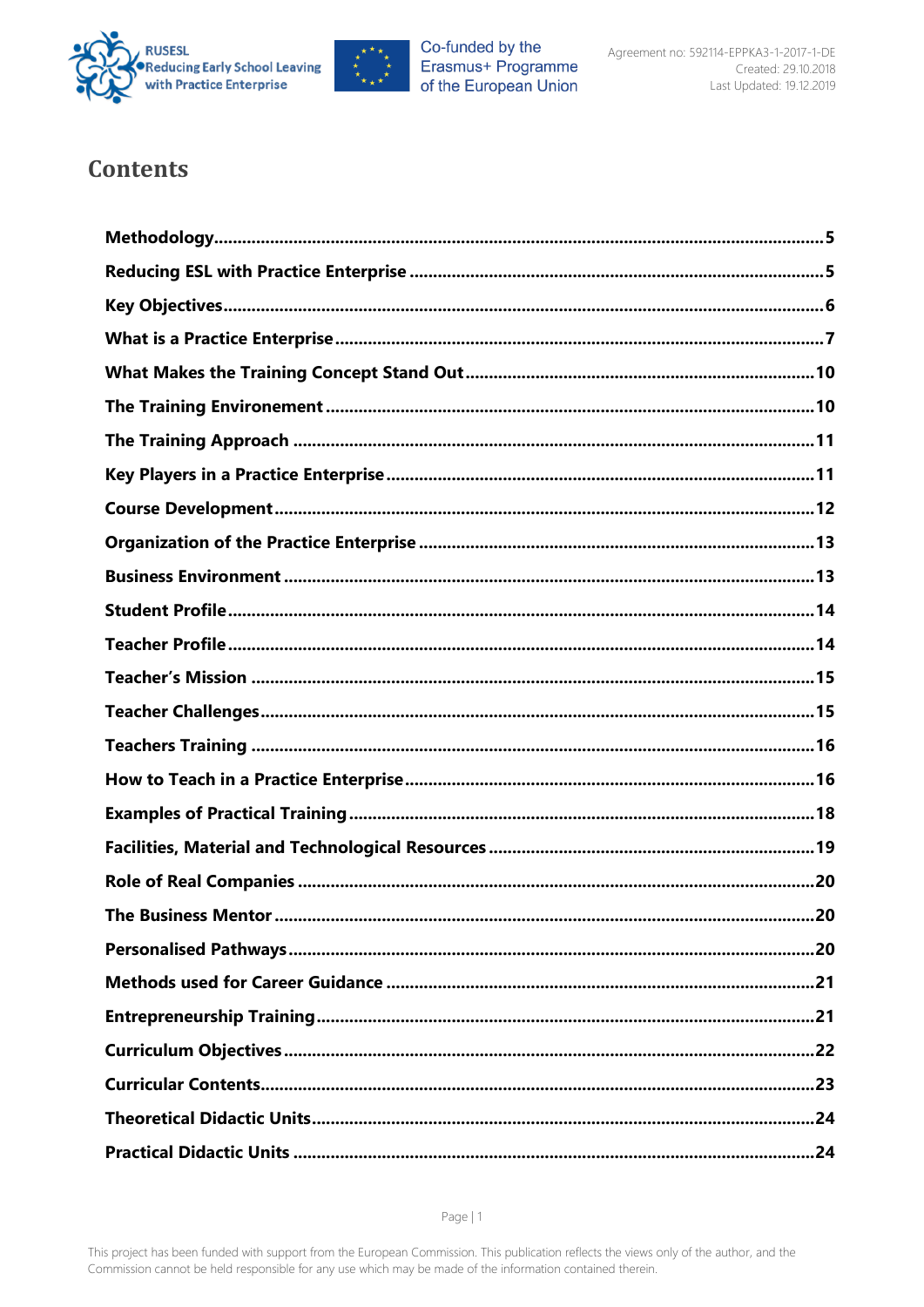# Contents

**Methodology**.......................................................................................................5

**Reducing ESL with Practice Enterprise**..............................................................5

**Key Objectives**....................................................................................................6

**What is a Practice Enterprise**..............................................................................7

**What Makes the Training Concept Stand Out**..................................................10

**The Training Environement**..............................................................................10

**The Training Approach**.....................................................................................11

**Key Players in a Practice Enterprise**.................................................................11

**Course Development**.........................................................................................12

**Organization of the Practice Enterprise**...........................................................13

**Business Environment**.......................................................................................13

**Student Profile**..................................................................................................14

**Teacher Profile**..................................................................................................14

**Teacher's Mission**...............................................................................................15

**Teacher Challenges**............................................................................................15

**Teachers Training**...............................................................................................16

**How to Teach in a Practice Enterprise**..............................................................16

**Examples of Practical Training**..........................................................................18

**Facilities, Material and Technological Resources**.............................................19

**Role of Real Companies**....................................................................................20

**The Business Mentor**.........................................................................................20

**Personalised Pathways**......................................................................................20

**Methods used for Career Guidance**..................................................................21

**Entrepreneurship Training**................................................................................21

**Curriculum Objectives**.......................................................................................22

**Curricular Contents**............................................................................................23

**Theoretical Didactic Units**..................................................................................24

**Practical Didactic Units**.....................................................................................24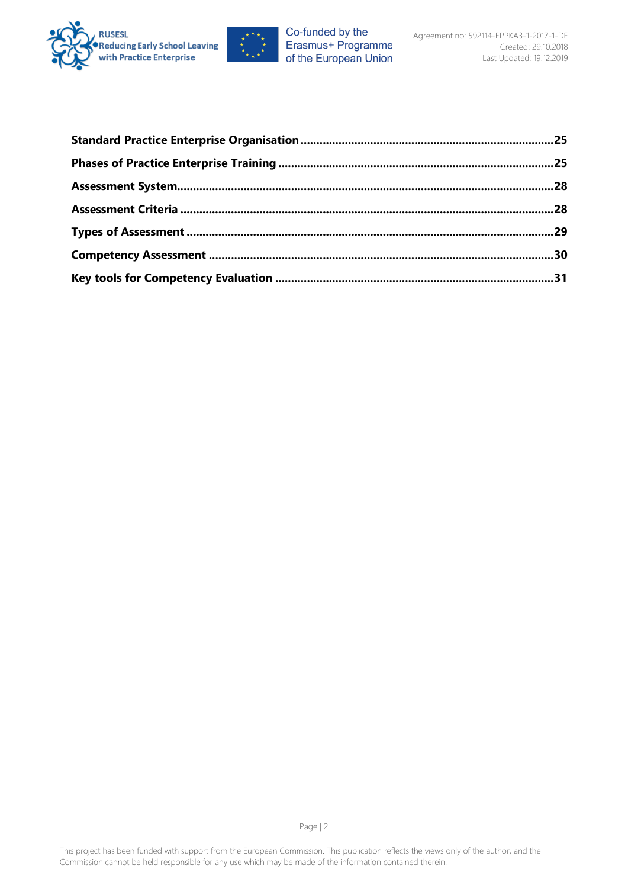**Standard Practice Enterprise Organisation** ............................................................................ **25**

**Phases of Practice Enterprise Training** ................................................................................. **25**

**Assessment System**.......................................................................................................... **28**

**Assessment Criteria** ......................................................................................................... **28**

**Types of Assessment** ........................................................................................................ **29**

**Competency Assessment** .................................................................................................. **30**

**Key tools for Competency Evaluation** ................................................................................. **31**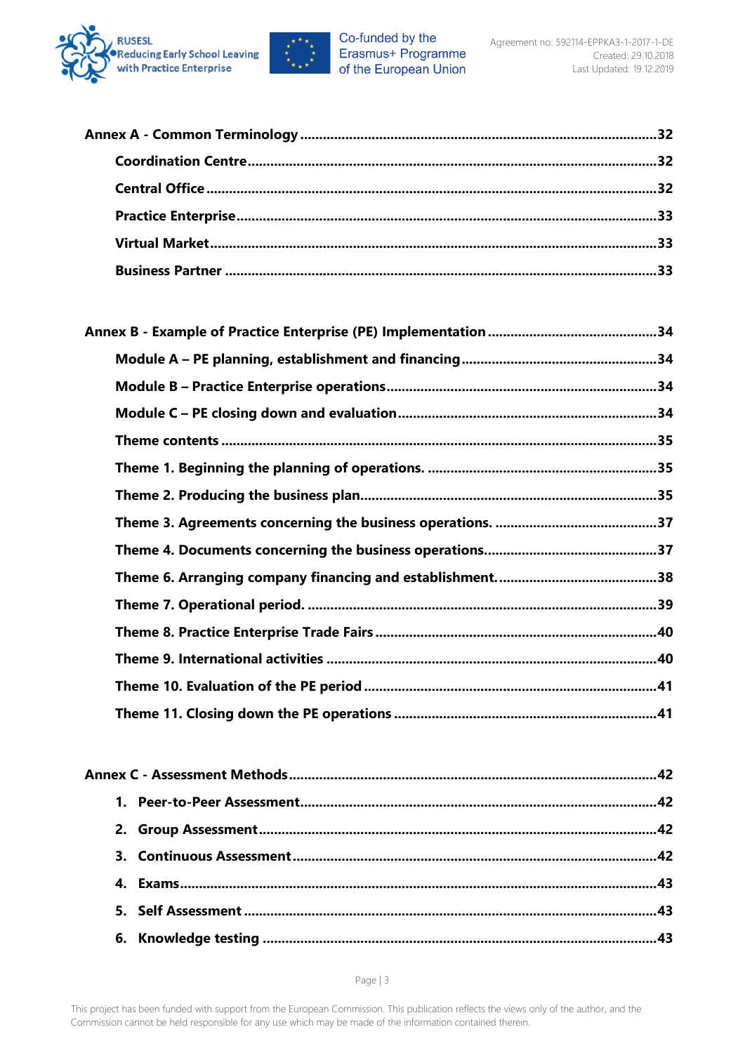**Annex A - Common Terminology** ....................................................................................32

**Coordination Centre** ....................................................................................32

**Central Office** ....................................................................................32

**Practice Enterprise** ....................................................................................33

**Virtual Market** ....................................................................................33

**Business Partner** ....................................................................................33

**Annex B - Example of Practice Enterprise (PE) Implementation** ..........................34

**Module A – PE planning, establishment and financing** ..........................34

**Module B – Practice Enterprise operations** ..........................34

**Module C – PE closing down and evaluation** ..........................34

**Theme contents** ....................................................................................35

**Theme 1. Beginning the planning of operations.** ..........................35

**Theme 2. Producing the business plan** ..........................35

**Theme 3. Agreements concerning the business operations.** ..........................37

**Theme 4. Documents concerning the business operations** ..........................37

**Theme 6. Arranging company financing and establishment.** ..........................38

**Theme 7. Operational period.** ..........................39

**Theme 8. Practice Enterprise Trade Fairs** ..........................40

**Theme 9. International activities** ..........................40

**Theme 10. Evaluation of the PE period** ..........................41

**Theme 11. Closing down the PE operations** ..........................41

**Annex C - Assessment Methods** ....................................................................................42

1. **Peer-to-Peer Assessment** ....................................................................................42
2. **Group Assessment** ....................................................................................42
3. **Continuous Assessment** ....................................................................................42
4. **Exams** ....................................................................................43
5. **Self Assessment** ....................................................................................43
6. **Knowledge testing** ....................................................................................43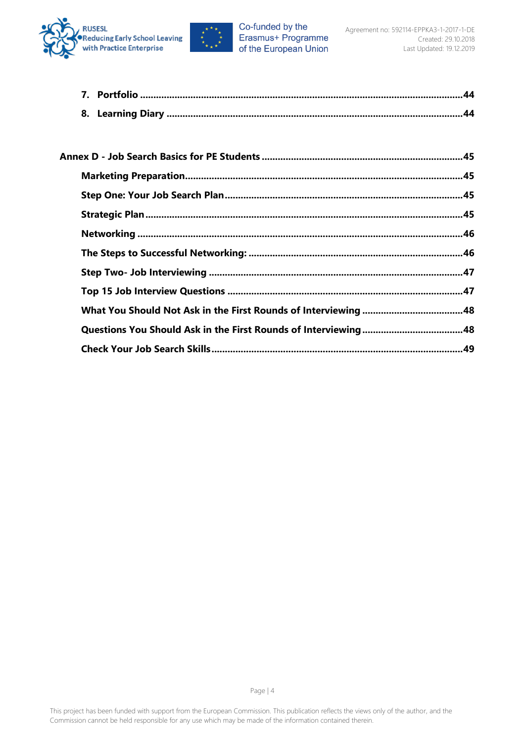7. **Portfolio** ........................................................................................................................44
8. **Learning Diary** ...............................................................................................................44

**Annex D - Job Search Basics for PE Students** ............................................................................45

**Marketing Preparation**.......................................................................................................45

**Step One: Your Job Search Plan**.........................................................................................45

**Strategic Plan**.......................................................................................................................45

**Networking** .........................................................................................................................46

**The Steps to Successful Networking:** ................................................................................46

**Step Two- Job Interviewing** ...............................................................................................47

**Top 15 Job Interview Questions** ........................................................................................47

**What You Should Not Ask in the First Rounds of Interviewing** ......................................48

**Questions You Should Ask in the First Rounds of Interviewing**......................................48

**Check Your Job Search Skills**..............................................................................................49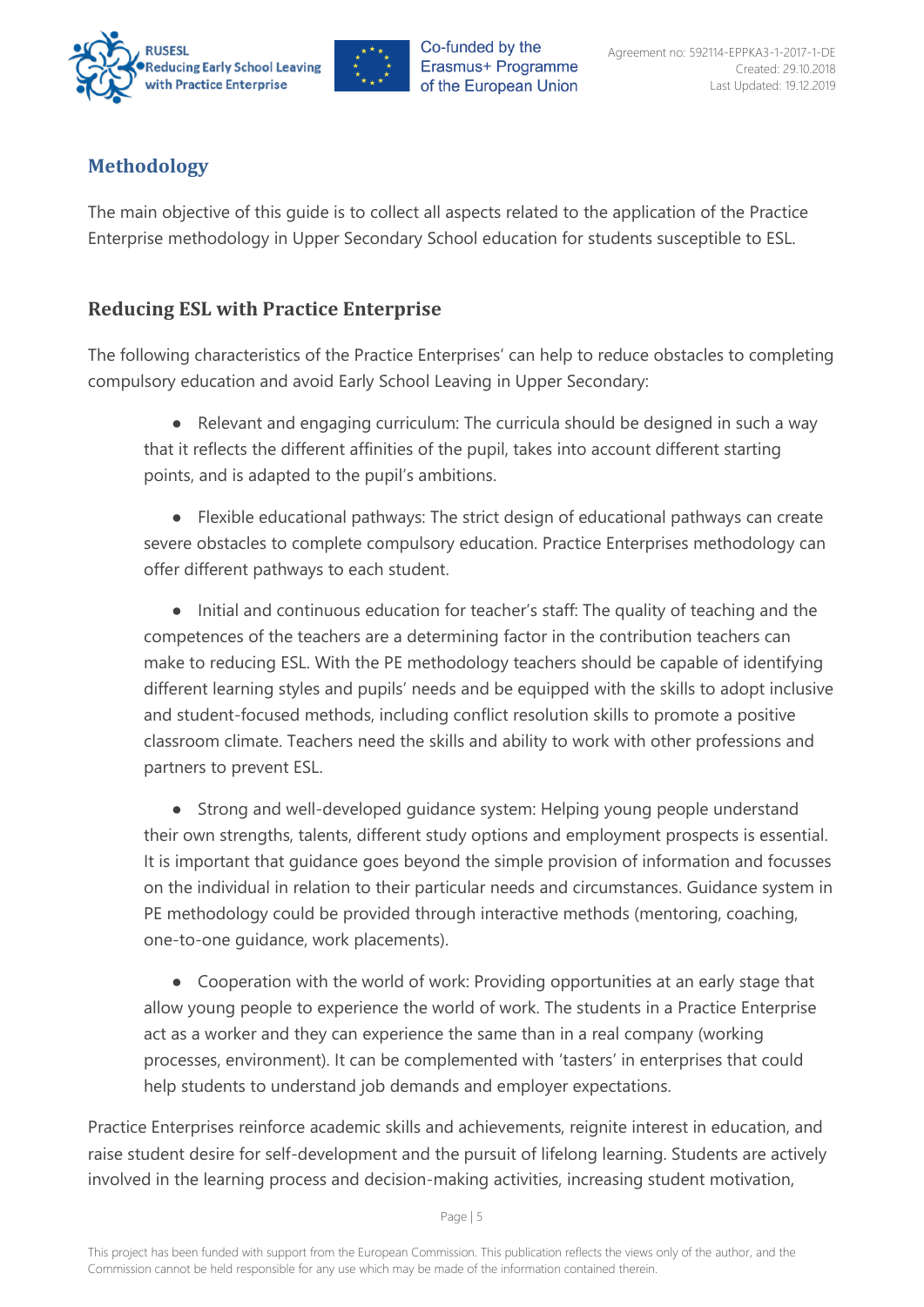## Methodology

The main objective of this guide is to collect all aspects related to the application of the Practice Enterprise methodology in Upper Secondary School education for students susceptible to ESL.

### Reducing ESL with Practice Enterprise

The following characteristics of the Practice Enterprises' can help to reduce obstacles to completing compulsory education and avoid Early School Leaving in Upper Secondary:

- Relevant and engaging curriculum: The curricula should be designed in such a way that it reflects the different affinities of the pupil, takes into account different starting points, and is adapted to the pupil's ambitions.

- Flexible educational pathways: The strict design of educational pathways can create severe obstacles to complete compulsory education. Practice Enterprises methodology can offer different pathways to each student.

- Initial and continuous education for teacher's staff: The quality of teaching and the competences of the teachers are a determining factor in the contribution teachers can make to reducing ESL. With the PE methodology teachers should be capable of identifying different learning styles and pupils' needs and be equipped with the skills to adopt inclusive and student-focused methods, including conflict resolution skills to promote a positive classroom climate. Teachers need the skills and ability to work with other professions and partners to prevent ESL.

- Strong and well-developed guidance system: Helping young people understand their own strengths, talents, different study options and employment prospects is essential. It is important that guidance goes beyond the simple provision of information and focusses on the individual in relation to their particular needs and circumstances. Guidance system in PE methodology could be provided through interactive methods (mentoring, coaching, one-to-one guidance, work placements).

- Cooperation with the world of work: Providing opportunities at an early stage that allow young people to experience the world of work. The students in a Practice Enterprise act as a worker and they can experience the same than in a real company (working processes, environment). It can be complemented with 'tasters' in enterprises that could help students to understand job demands and employer expectations.

Practice Enterprises reinforce academic skills and achievements, reignite interest in education, and raise student desire for self-development and the pursuit of lifelong learning. Students are actively involved in the learning process and decision-making activities, increasing student motivation,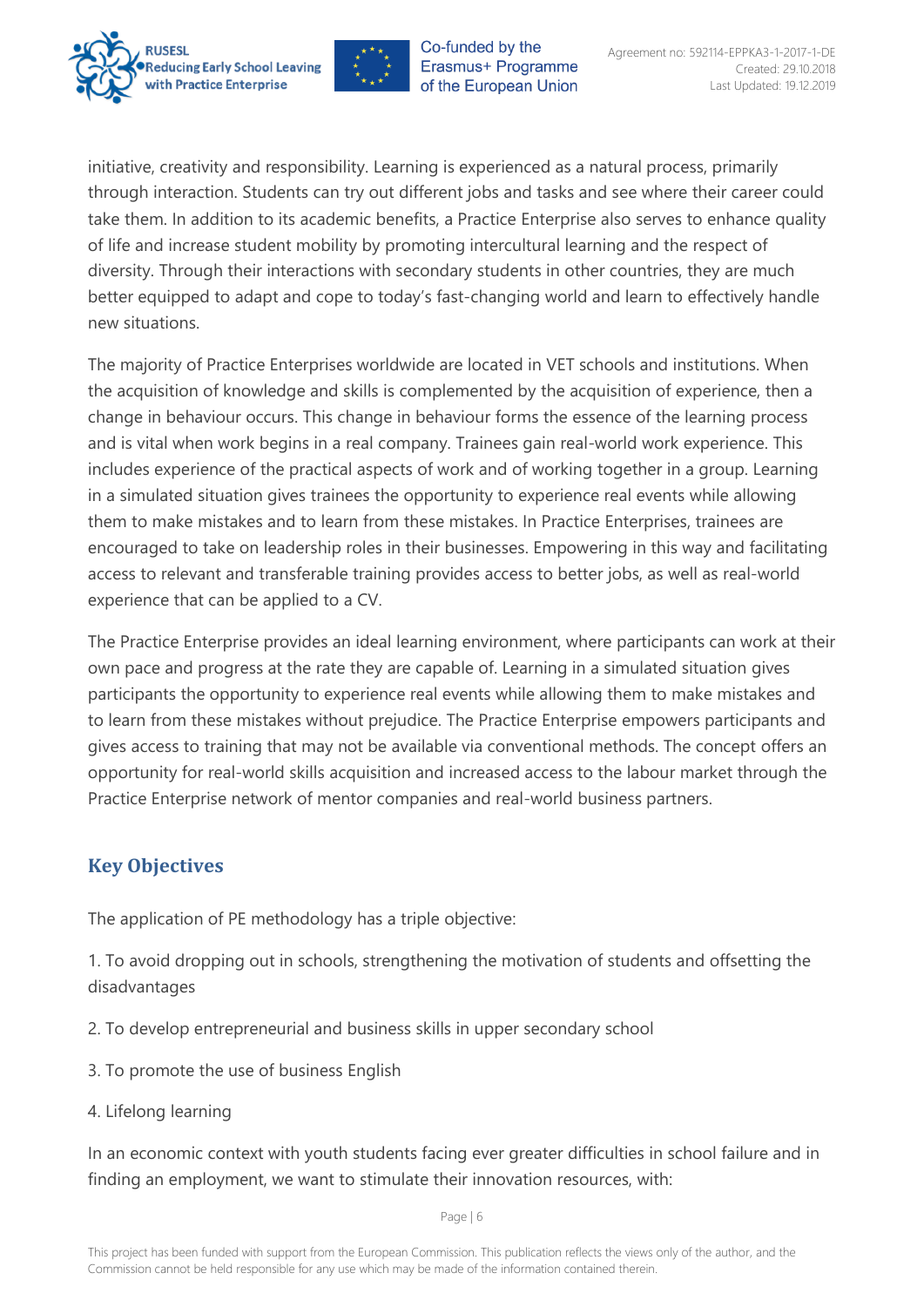initiative, creativity and responsibility. Learning is experienced as a natural process, primarily through interaction. Students can try out different jobs and tasks and see where their career could take them. In addition to its academic benefits, a Practice Enterprise also serves to enhance quality of life and increase student mobility by promoting intercultural learning and the respect of diversity. Through their interactions with secondary students in other countries, they are much better equipped to adapt and cope to today's fast-changing world and learn to effectively handle new situations.

The majority of Practice Enterprises worldwide are located in VET schools and institutions. When the acquisition of knowledge and skills is complemented by the acquisition of experience, then a change in behaviour occurs. This change in behaviour forms the essence of the learning process and is vital when work begins in a real company. Trainees gain real-world work experience. This includes experience of the practical aspects of work and of working together in a group. Learning in a simulated situation gives trainees the opportunity to experience real events while allowing them to make mistakes and to learn from these mistakes. In Practice Enterprises, trainees are encouraged to take on leadership roles in their businesses. Empowering in this way and facilitating access to relevant and transferable training provides access to better jobs, as well as real-world experience that can be applied to a CV.

The Practice Enterprise provides an ideal learning environment, where participants can work at their own pace and progress at the rate they are capable of. Learning in a simulated situation gives participants the opportunity to experience real events while allowing them to make mistakes and to learn from these mistakes without prejudice. The Practice Enterprise empowers participants and gives access to training that may not be available via conventional methods. The concept offers an opportunity for real-world skills acquisition and increased access to the labour market through the Practice Enterprise network of mentor companies and real-world business partners.

## Key Objectives

The application of PE methodology has a triple objective:

1. To avoid dropping out in schools, strengthening the motivation of students and offsetting the disadvantages

2. To develop entrepreneurial and business skills in upper secondary school

3. To promote the use of business English

4. Lifelong learning

In an economic context with youth students facing ever greater difficulties in school failure and in finding an employment, we want to stimulate their innovation resources, with: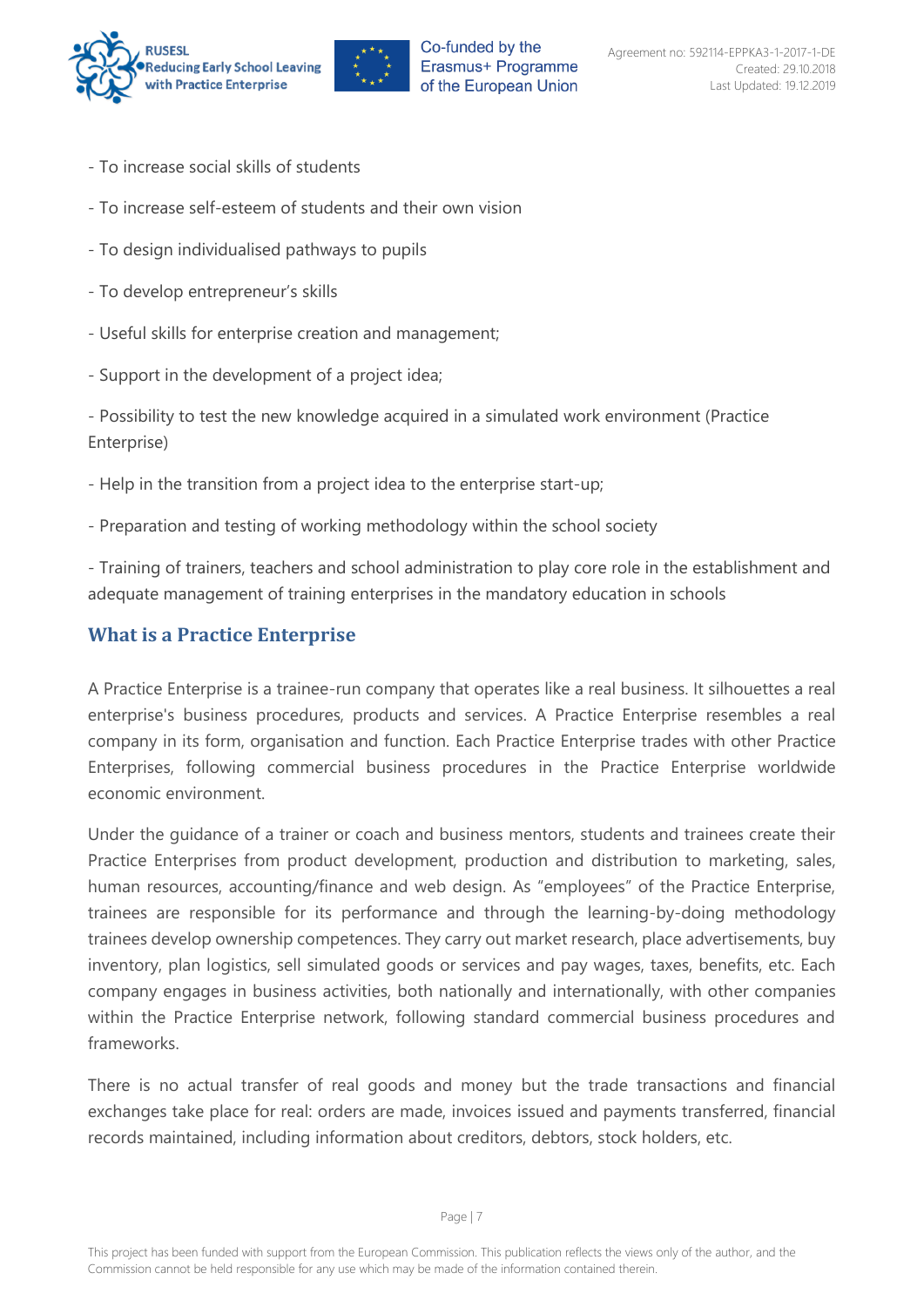- To increase social skills of students

- To increase self-esteem of students and their own vision

- To design individualised pathways to pupils

- To develop entrepreneur's skills

- Useful skills for enterprise creation and management;

- Support in the development of a project idea;

- Possibility to test the new knowledge acquired in a simulated work environment (Practice Enterprise)

- Help in the transition from a project idea to the enterprise start-up;

- Preparation and testing of working methodology within the school society

- Training of trainers, teachers and school administration to play core role in the establishment and adequate management of training enterprises in the mandatory education in schools

## What is a Practice Enterprise

A Practice Enterprise is a trainee-run company that operates like a real business. It silhouettes a real enterprise's business procedures, products and services. A Practice Enterprise resembles a real company in its form, organisation and function. Each Practice Enterprise trades with other Practice Enterprises, following commercial business procedures in the Practice Enterprise worldwide economic environment.

Under the guidance of a trainer or coach and business mentors, students and trainees create their Practice Enterprises from product development, production and distribution to marketing, sales, human resources, accounting/finance and web design. As "employees" of the Practice Enterprise, trainees are responsible for its performance and through the learning-by-doing methodology trainees develop ownership competences. They carry out market research, place advertisements, buy inventory, plan logistics, sell simulated goods or services and pay wages, taxes, benefits, etc. Each company engages in business activities, both nationally and internationally, with other companies within the Practice Enterprise network, following standard commercial business procedures and frameworks.

There is no actual transfer of real goods and money but the trade transactions and financial exchanges take place for real: orders are made, invoices issued and payments transferred, financial records maintained, including information about creditors, debtors, stock holders, etc.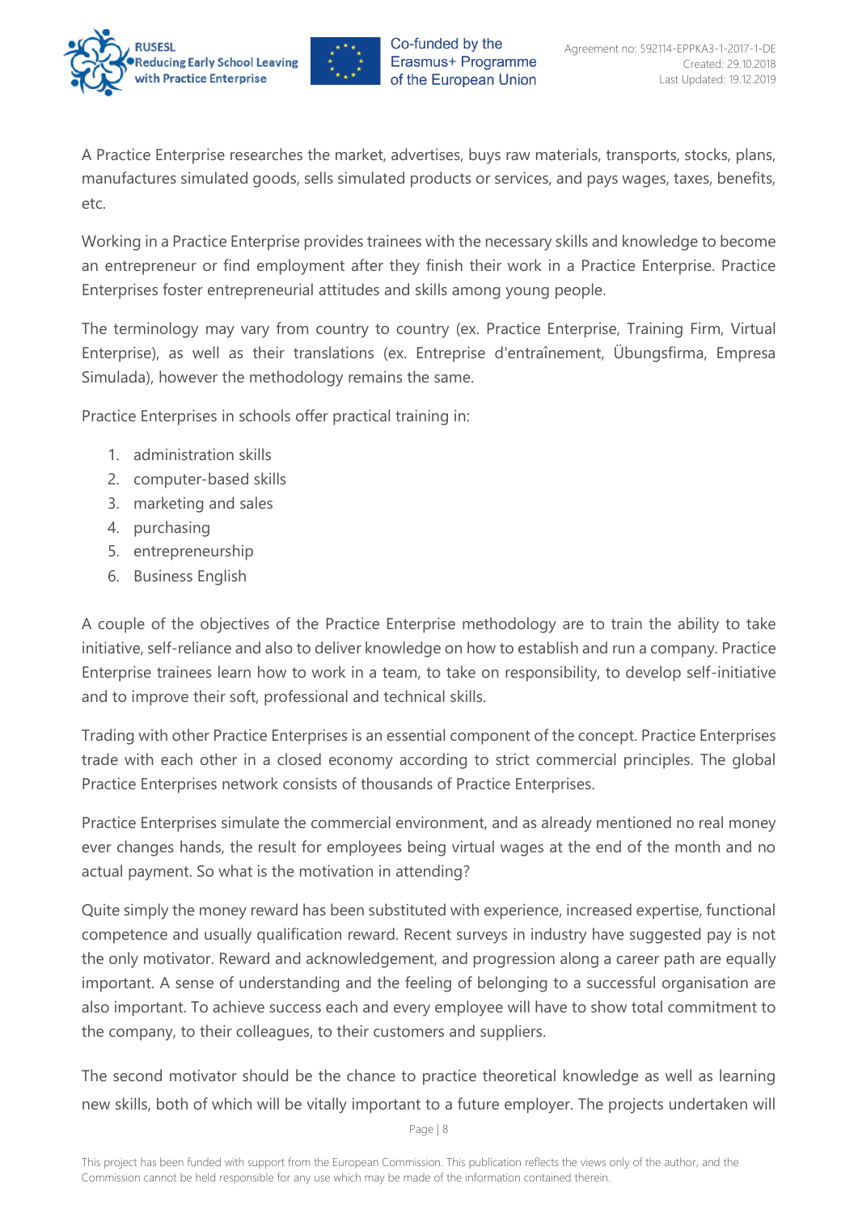A Practice Enterprise researches the market, advertises, buys raw materials, transports, stocks, plans, manufactures simulated goods, sells simulated products or services, and pays wages, taxes, benefits, etc.

Working in a Practice Enterprise provides trainees with the necessary skills and knowledge to become an entrepreneur or find employment after they finish their work in a Practice Enterprise. Practice Enterprises foster entrepreneurial attitudes and skills among young people.

The terminology may vary from country to country (ex. Practice Enterprise, Training Firm, Virtual Enterprise), as well as their translations (ex. Entreprise d'entraînement, Übungsfirma, Empresa Simulada), however the methodology remains the same.

Practice Enterprises in schools offer practical training in:

1. administration skills
2. computer-based skills
3. marketing and sales
4. purchasing
5. entrepreneurship
6. Business English

A couple of the objectives of the Practice Enterprise methodology are to train the ability to take initiative, self-reliance and also to deliver knowledge on how to establish and run a company. Practice Enterprise trainees learn how to work in a team, to take on responsibility, to develop self-initiative and to improve their soft, professional and technical skills.

Trading with other Practice Enterprises is an essential component of the concept. Practice Enterprises trade with each other in a closed economy according to strict commercial principles. The global Practice Enterprises network consists of thousands of Practice Enterprises.

Practice Enterprises simulate the commercial environment, and as already mentioned no real money ever changes hands, the result for employees being virtual wages at the end of the month and no actual payment. So what is the motivation in attending?

Quite simply the money reward has been substituted with experience, increased expertise, functional competence and usually qualification reward. Recent surveys in industry have suggested pay is not the only motivator. Reward and acknowledgement, and progression along a career path are equally important. A sense of understanding and the feeling of belonging to a successful organisation are also important. To achieve success each and every employee will have to show total commitment to the company, to their colleagues, to their customers and suppliers.

The second motivator should be the chance to practice theoretical knowledge as well as learning new skills, both of which will be vitally important to a future employer. The projects undertaken will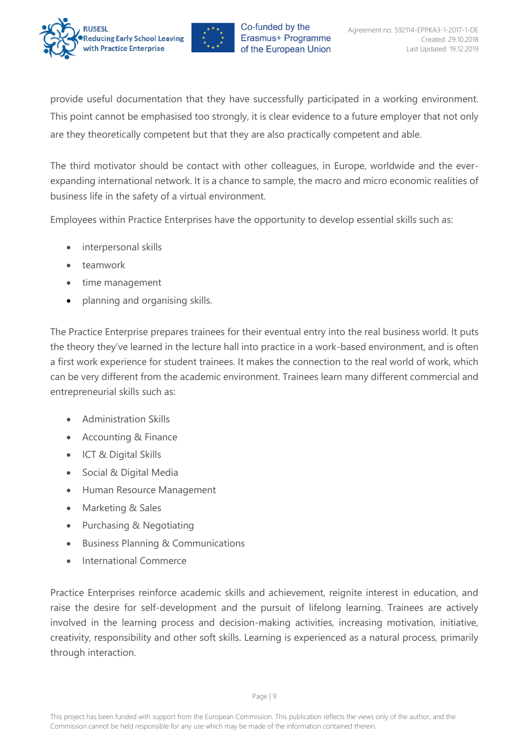provide useful documentation that they have successfully participated in a working environment. This point cannot be emphasised too strongly, it is clear evidence to a future employer that not only are they theoretically competent but that they are also practically competent and able.

The third motivator should be contact with other colleagues, in Europe, worldwide and the ever-expanding international network. It is a chance to sample, the macro and micro economic realities of business life in the safety of a virtual environment.

Employees within Practice Enterprises have the opportunity to develop essential skills such as:

- interpersonal skills
- teamwork
- time management
- planning and organising skills.

The Practice Enterprise prepares trainees for their eventual entry into the real business world. It puts the theory they've learned in the lecture hall into practice in a work-based environment, and is often a first work experience for student trainees. It makes the connection to the real world of work, which can be very different from the academic environment. Trainees learn many different commercial and entrepreneurial skills such as:

- Administration Skills
- Accounting & Finance
- ICT & Digital Skills
- Social & Digital Media
- Human Resource Management
- Marketing & Sales
- Purchasing & Negotiating
- Business Planning & Communications
- International Commerce

Practice Enterprises reinforce academic skills and achievement, reignite interest in education, and raise the desire for self-development and the pursuit of lifelong learning. Trainees are actively involved in the learning process and decision-making activities, increasing motivation, initiative, creativity, responsibility and other soft skills. Learning is experienced as a natural process, primarily through interaction.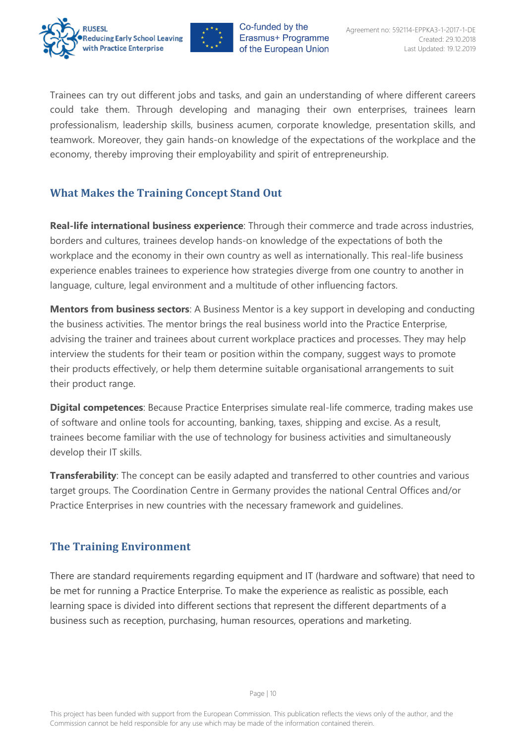Trainees can try out different jobs and tasks, and gain an understanding of where different careers could take them. Through developing and managing their own enterprises, trainees learn professionalism, leadership skills, business acumen, corporate knowledge, presentation skills, and teamwork. Moreover, they gain hands-on knowledge of the expectations of the workplace and the economy, thereby improving their employability and spirit of entrepreneurship.

## What Makes the Training Concept Stand Out

**Real-life international business experience**: Through their commerce and trade across industries, borders and cultures, trainees develop hands-on knowledge of the expectations of both the workplace and the economy in their own country as well as internationally. This real-life business experience enables trainees to experience how strategies diverge from one country to another in language, culture, legal environment and a multitude of other influencing factors.

**Mentors from business sectors**: A Business Mentor is a key support in developing and conducting the business activities. The mentor brings the real business world into the Practice Enterprise, advising the trainer and trainees about current workplace practices and processes. They may help interview the students for their team or position within the company, suggest ways to promote their products effectively, or help them determine suitable organisational arrangements to suit their product range.

**Digital competences**: Because Practice Enterprises simulate real-life commerce, trading makes use of software and online tools for accounting, banking, taxes, shipping and excise. As a result, trainees become familiar with the use of technology for business activities and simultaneously develop their IT skills.

**Transferability**: The concept can be easily adapted and transferred to other countries and various target groups. The Coordination Centre in Germany provides the national Central Offices and/or Practice Enterprises in new countries with the necessary framework and guidelines.

## The Training Environment

There are standard requirements regarding equipment and IT (hardware and software) that need to be met for running a Practice Enterprise. To make the experience as realistic as possible, each learning space is divided into different sections that represent the different departments of a business such as reception, purchasing, human resources, operations and marketing.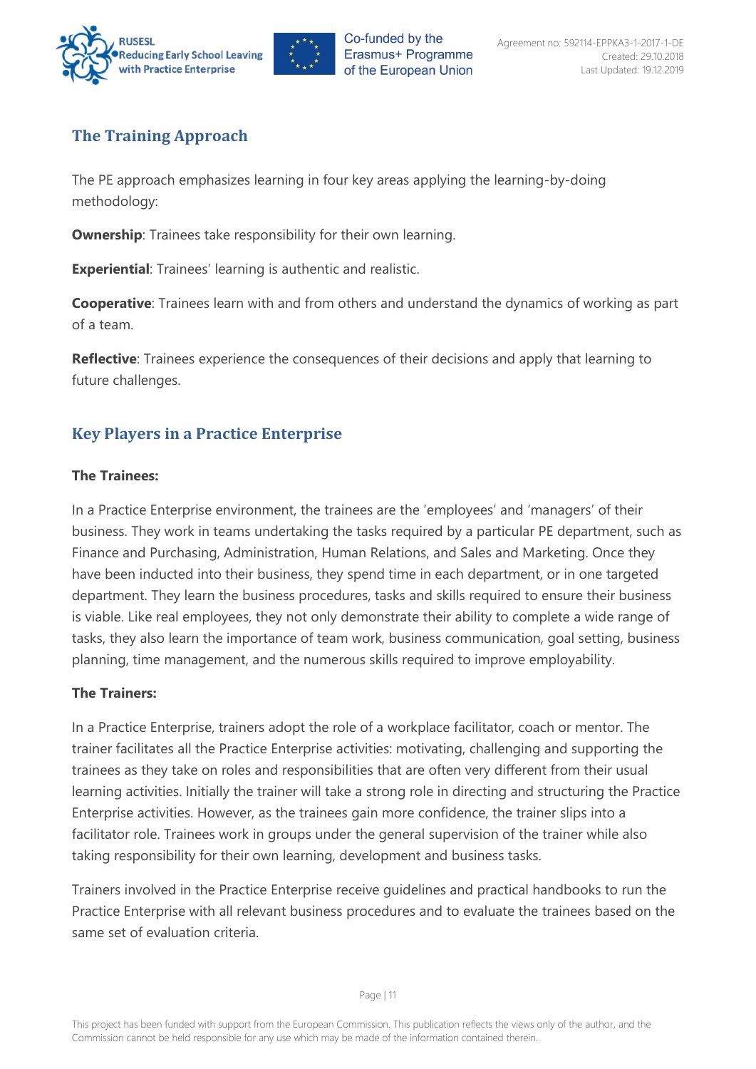## The Training Approach

The PE approach emphasizes learning in four key areas applying the learning-by-doing methodology:

**Ownership**: Trainees take responsibility for their own learning.

**Experiential**: Trainees' learning is authentic and realistic.

**Cooperative**: Trainees learn with and from others and understand the dynamics of working as part of a team.

**Reflective**: Trainees experience the consequences of their decisions and apply that learning to future challenges.

## Key Players in a Practice Enterprise

**The Trainees:**

In a Practice Enterprise environment, the trainees are the 'employees' and 'managers' of their business. They work in teams undertaking the tasks required by a particular PE department, such as Finance and Purchasing, Administration, Human Relations, and Sales and Marketing. Once they have been inducted into their business, they spend time in each department, or in one targeted department. They learn the business procedures, tasks and skills required to ensure their business is viable. Like real employees, they not only demonstrate their ability to complete a wide range of tasks, they also learn the importance of team work, business communication, goal setting, business planning, time management, and the numerous skills required to improve employability.

**The Trainers:**

In a Practice Enterprise, trainers adopt the role of a workplace facilitator, coach or mentor. The trainer facilitates all the Practice Enterprise activities: motivating, challenging and supporting the trainees as they take on roles and responsibilities that are often very different from their usual learning activities. Initially the trainer will take a strong role in directing and structuring the Practice Enterprise activities. However, as the trainees gain more confidence, the trainer slips into a facilitator role. Trainees work in groups under the general supervision of the trainer while also taking responsibility for their own learning, development and business tasks.

Trainers involved in the Practice Enterprise receive guidelines and practical handbooks to run the Practice Enterprise with all relevant business procedures and to evaluate the trainees based on the same set of evaluation criteria.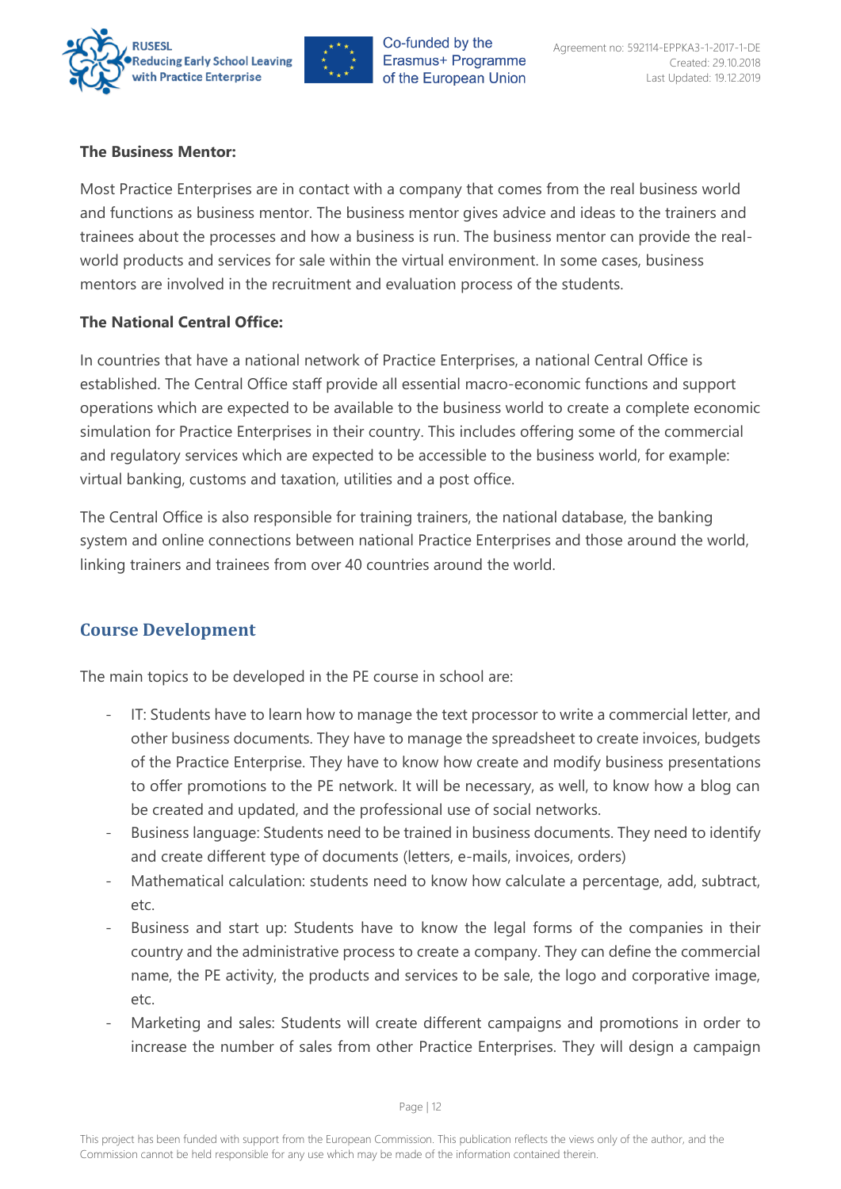**The Business Mentor:**

Most Practice Enterprises are in contact with a company that comes from the real business world and functions as business mentor. The business mentor gives advice and ideas to the trainers and trainees about the processes and how a business is run. The business mentor can provide the real-world products and services for sale within the virtual environment. In some cases, business mentors are involved in the recruitment and evaluation process of the students.

**The National Central Office:**

In countries that have a national network of Practice Enterprises, a national Central Office is established. The Central Office staff provide all essential macro-economic functions and support operations which are expected to be available to the business world to create a complete economic simulation for Practice Enterprises in their country. This includes offering some of the commercial and regulatory services which are expected to be accessible to the business world, for example: virtual banking, customs and taxation, utilities and a post office.

The Central Office is also responsible for training trainers, the national database, the banking system and online connections between national Practice Enterprises and those around the world, linking trainers and trainees from over 40 countries around the world.

## Course Development

The main topics to be developed in the PE course in school are:

- IT: Students have to learn how to manage the text processor to write a commercial letter, and other business documents. They have to manage the spreadsheet to create invoices, budgets of the Practice Enterprise. They have to know how create and modify business presentations to offer promotions to the PE network. It will be necessary, as well, to know how a blog can be created and updated, and the professional use of social networks.
- Business language: Students need to be trained in business documents. They need to identify and create different type of documents (letters, e-mails, invoices, orders)
- Mathematical calculation: students need to know how calculate a percentage, add, subtract, etc.
- Business and start up: Students have to know the legal forms of the companies in their country and the administrative process to create a company. They can define the commercial name, the PE activity, the products and services to be sale, the logo and corporative image, etc.
- Marketing and sales: Students will create different campaigns and promotions in order to increase the number of sales from other Practice Enterprises. They will design a campaign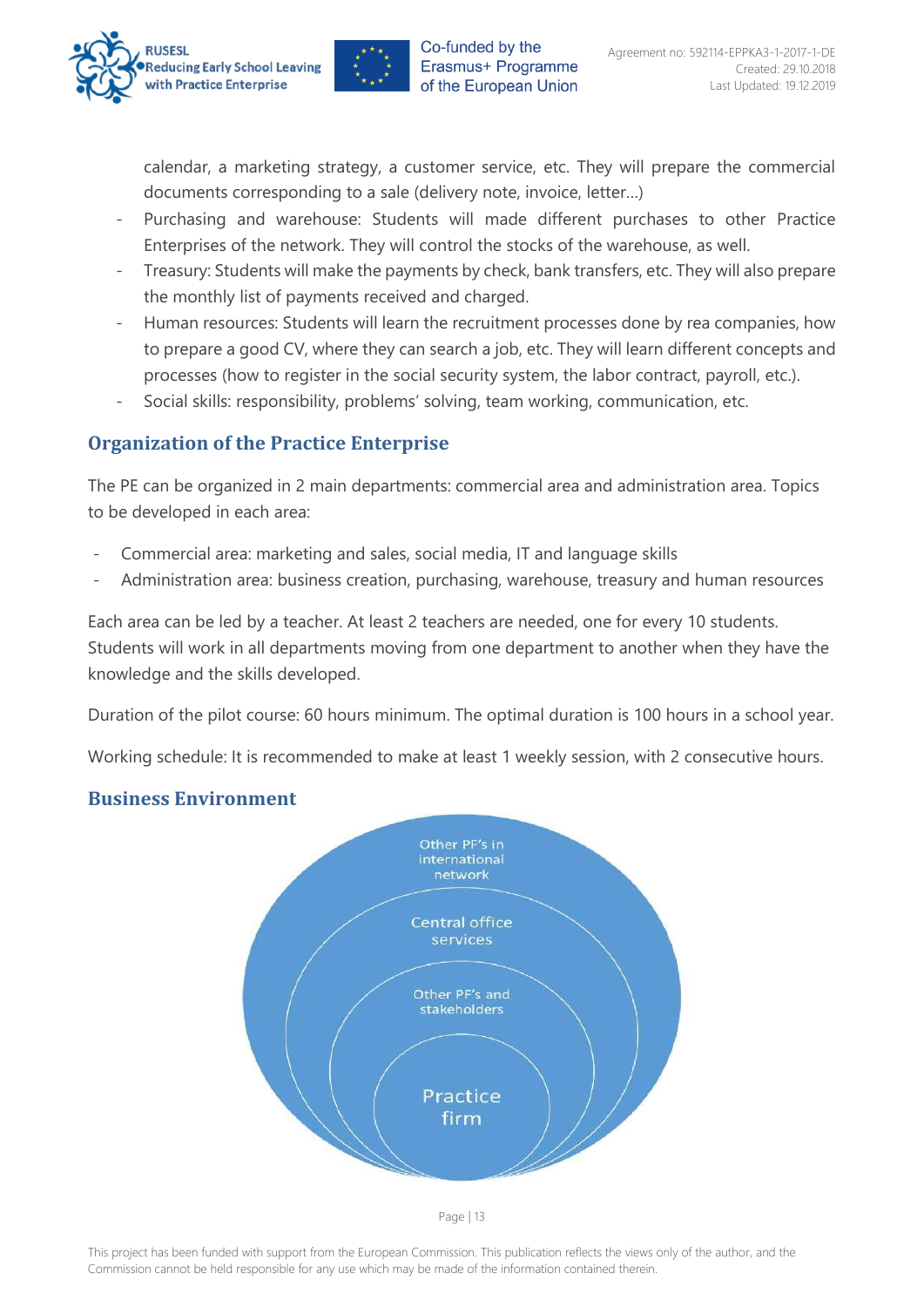calendar, a marketing strategy, a customer service, etc. They will prepare the commercial documents corresponding to a sale (delivery note, invoice, letter…)

- Purchasing and warehouse: Students will made different purchases to other Practice Enterprises of the network. They will control the stocks of the warehouse, as well.
- Treasury: Students will make the payments by check, bank transfers, etc. They will also prepare the monthly list of payments received and charged.
- Human resources: Students will learn the recruitment processes done by rea companies, how to prepare a good CV, where they can search a job, etc. They will learn different concepts and processes (how to register in the social security system, the labor contract, payroll, etc.).
- Social skills: responsibility, problems' solving, team working, communication, etc.

## Organization of the Practice Enterprise

The PE can be organized in 2 main departments: commercial area and administration area. Topics to be developed in each area:

- Commercial area: marketing and sales, social media, IT and language skills
- Administration area: business creation, purchasing, warehouse, treasury and human resources

Each area can be led by a teacher. At least 2 teachers are needed, one for every 10 students. Students will work in all departments moving from one department to another when they have the knowledge and the skills developed.

Duration of the pilot course: 60 hours minimum. The optimal duration is 100 hours in a school year.

Working schedule: It is recommended to make at least 1 weekly session, with 2 consecutive hours.

## Business Environment

Other PF's in international network

Central office services

Other PF's and stakeholders

Practice firm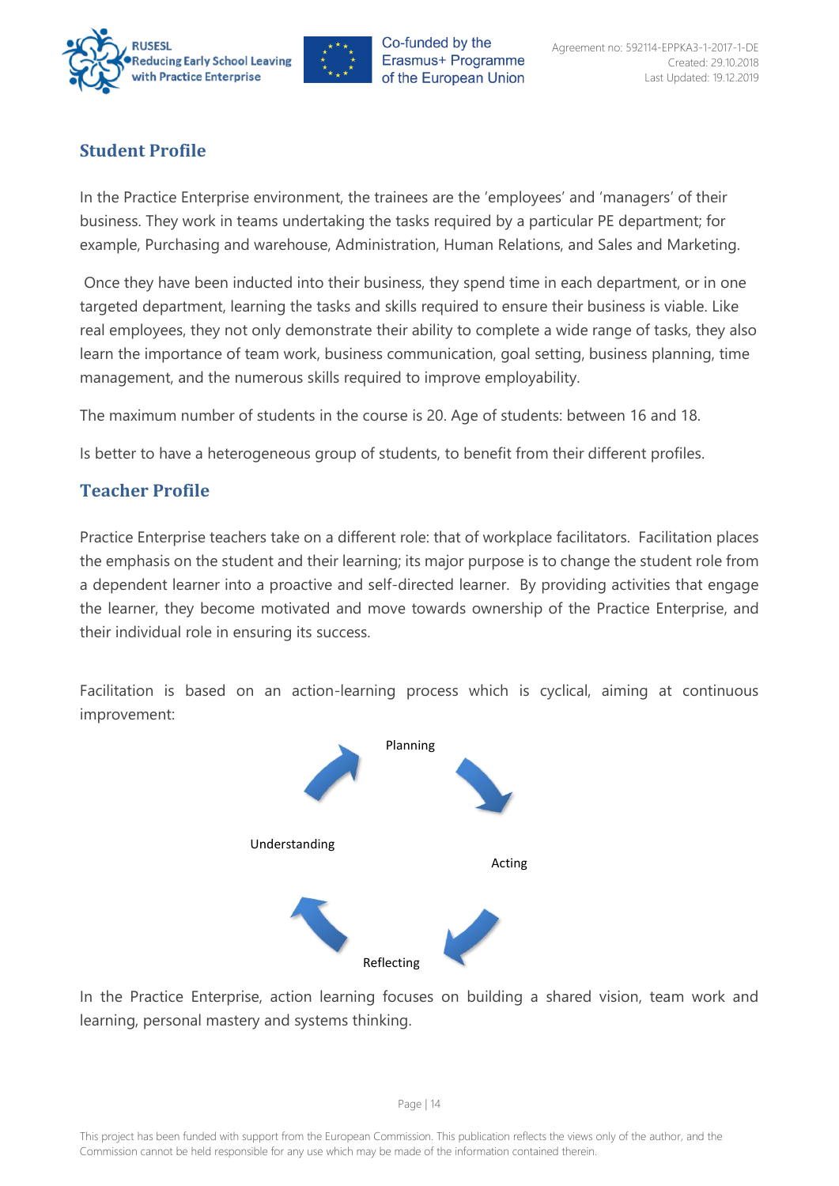## Student Profile

In the Practice Enterprise environment, the trainees are the 'employees' and 'managers' of their business. They work in teams undertaking the tasks required by a particular PE department; for example, Purchasing and warehouse, Administration, Human Relations, and Sales and Marketing.

Once they have been inducted into their business, they spend time in each department, or in one targeted department, learning the tasks and skills required to ensure their business is viable. Like real employees, they not only demonstrate their ability to complete a wide range of tasks, they also learn the importance of team work, business communication, goal setting, business planning, time management, and the numerous skills required to improve employability.

The maximum number of students in the course is 20. Age of students: between 16 and 18.

Is better to have a heterogeneous group of students, to benefit from their different profiles.

## Teacher Profile

Practice Enterprise teachers take on a different role: that of workplace facilitators. Facilitation places the emphasis on the student and their learning; its major purpose is to change the student role from a dependent learner into a proactive and self-directed learner. By providing activities that engage the learner, they become motivated and move towards ownership of the Practice Enterprise, and their individual role in ensuring its success.

Facilitation is based on an action-learning process which is cyclical, aiming at continuous improvement:

Planning → Acting → Reflecting → Understanding → Planning

In the Practice Enterprise, action learning focuses on building a shared vision, team work and learning, personal mastery and systems thinking.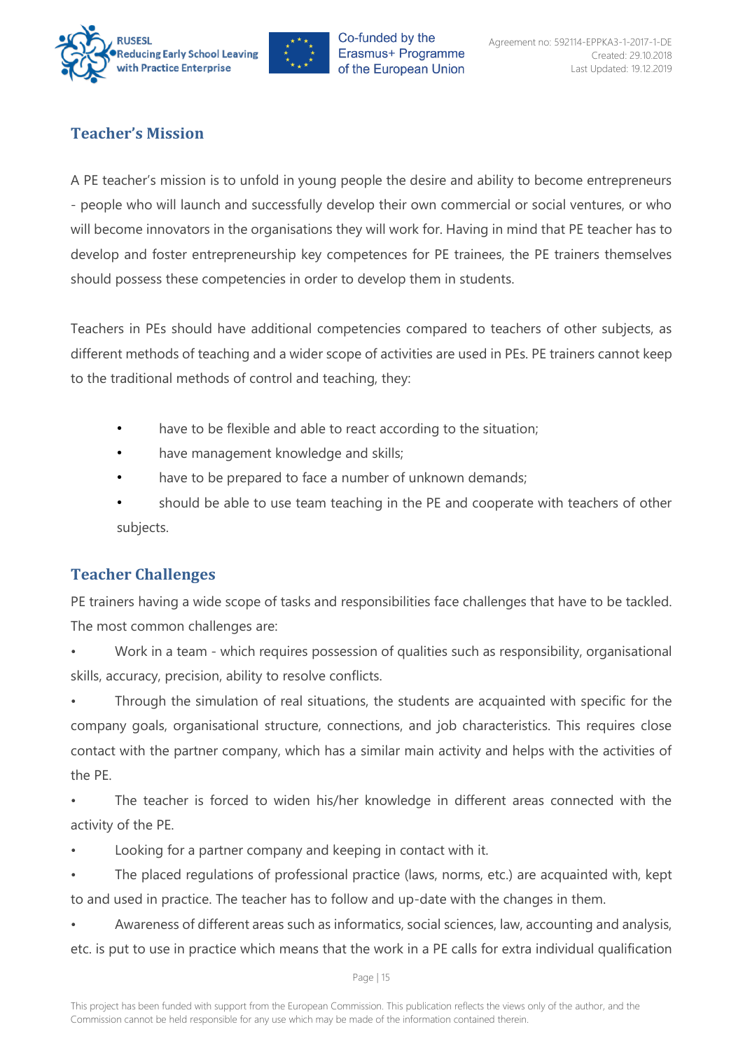## Teacher's Mission

A PE teacher's mission is to unfold in young people the desire and ability to become entrepreneurs - people who will launch and successfully develop their own commercial or social ventures, or who will become innovators in the organisations they will work for. Having in mind that PE teacher has to develop and foster entrepreneurship key competences for PE trainees, the PE trainers themselves should possess these competencies in order to develop them in students.

Teachers in PEs should have additional competencies compared to teachers of other subjects, as different methods of teaching and a wider scope of activities are used in PEs. PE trainers cannot keep to the traditional methods of control and teaching, they:

- have to be flexible and able to react according to the situation;
- have management knowledge and skills;
- have to be prepared to face a number of unknown demands;
- should be able to use team teaching in the PE and cooperate with teachers of other subjects.

## Teacher Challenges

PE trainers having a wide scope of tasks and responsibilities face challenges that have to be tackled. The most common challenges are:

- Work in a team - which requires possession of qualities such as responsibility, organisational skills, accuracy, precision, ability to resolve conflicts.
- Through the simulation of real situations, the students are acquainted with specific for the company goals, organisational structure, connections, and job characteristics. This requires close contact with the partner company, which has a similar main activity and helps with the activities of the PE.
- The teacher is forced to widen his/her knowledge in different areas connected with the activity of the PE.
- Looking for a partner company and keeping in contact with it.
- The placed regulations of professional practice (laws, norms, etc.) are acquainted with, kept to and used in practice. The teacher has to follow and up-date with the changes in them.
- Awareness of different areas such as informatics, social sciences, law, accounting and analysis, etc. is put to use in practice which means that the work in a PE calls for extra individual qualification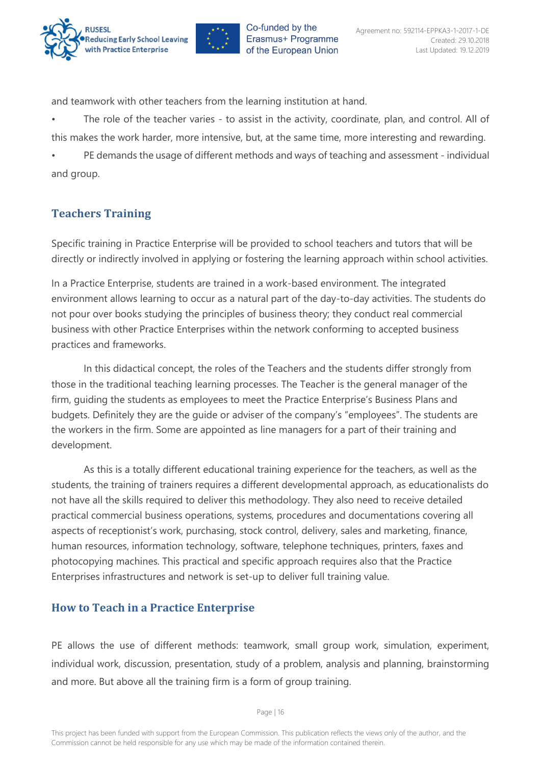and teamwork with other teachers from the learning institution at hand.

- The role of the teacher varies - to assist in the activity, coordinate, plan, and control. All of this makes the work harder, more intensive, but, at the same time, more interesting and rewarding.
- PE demands the usage of different methods and ways of teaching and assessment - individual and group.

## Teachers Training

Specific training in Practice Enterprise will be provided to school teachers and tutors that will be directly or indirectly involved in applying or fostering the learning approach within school activities.

In a Practice Enterprise, students are trained in a work-based environment. The integrated environment allows learning to occur as a natural part of the day-to-day activities. The students do not pour over books studying the principles of business theory; they conduct real commercial business with other Practice Enterprises within the network conforming to accepted business practices and frameworks.

In this didactical concept, the roles of the Teachers and the students differ strongly from those in the traditional teaching learning processes. The Teacher is the general manager of the firm, guiding the students as employees to meet the Practice Enterprise's Business Plans and budgets. Definitely they are the guide or adviser of the company's "employees". The students are the workers in the firm. Some are appointed as line managers for a part of their training and development.

As this is a totally different educational training experience for the teachers, as well as the students, the training of trainers requires a different developmental approach, as educationalists do not have all the skills required to deliver this methodology. They also need to receive detailed practical commercial business operations, systems, procedures and documentations covering all aspects of receptionist's work, purchasing, stock control, delivery, sales and marketing, finance, human resources, information technology, software, telephone techniques, printers, faxes and photocopying machines. This practical and specific approach requires also that the Practice Enterprises infrastructures and network is set-up to deliver full training value.

## How to Teach in a Practice Enterprise

PE allows the use of different methods: teamwork, small group work, simulation, experiment, individual work, discussion, presentation, study of a problem, analysis and planning, brainstorming and more. But above all the training firm is a form of group training.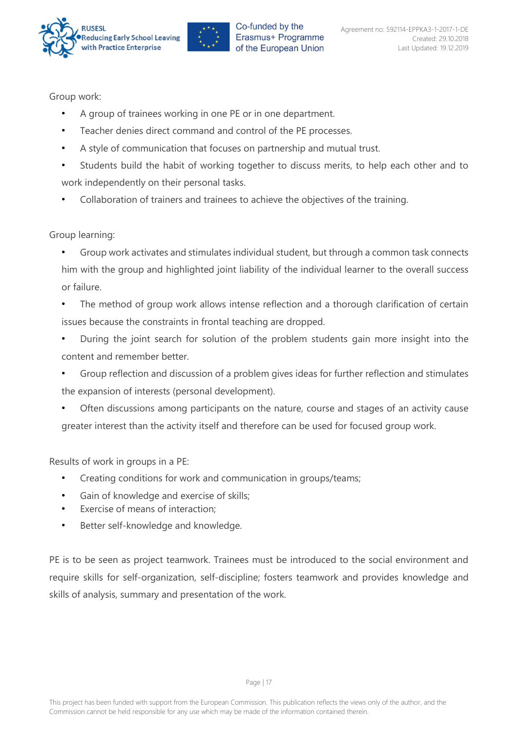Group work:

- A group of trainees working in one PE or in one department.
- Teacher denies direct command and control of the PE processes.
- A style of communication that focuses on partnership and mutual trust.
- Students build the habit of working together to discuss merits, to help each other and to work independently on their personal tasks.
- Collaboration of trainers and trainees to achieve the objectives of the training.

Group learning:

- Group work activates and stimulates individual student, but through a common task connects him with the group and highlighted joint liability of the individual learner to the overall success or failure.
- The method of group work allows intense reflection and a thorough clarification of certain issues because the constraints in frontal teaching are dropped.
- During the joint search for solution of the problem students gain more insight into the content and remember better.
- Group reflection and discussion of a problem gives ideas for further reflection and stimulates the expansion of interests (personal development).
- Often discussions among participants on the nature, course and stages of an activity cause greater interest than the activity itself and therefore can be used for focused group work.

Results of work in groups in a PE:

- Creating conditions for work and communication in groups/teams;
- Gain of knowledge and exercise of skills;
- Exercise of means of interaction;
- Better self-knowledge and knowledge.

PE is to be seen as project teamwork. Trainees must be introduced to the social environment and require skills for self-organization, self-discipline; fosters teamwork and provides knowledge and skills of analysis, summary and presentation of the work.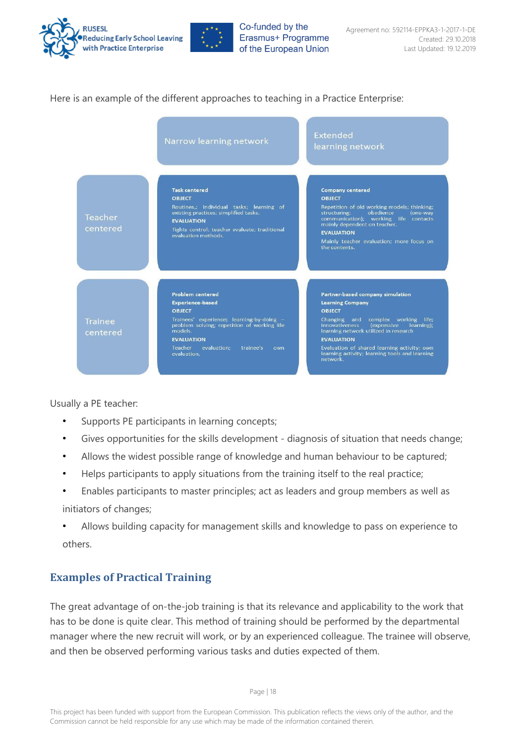Here is an example of the different approaches to teaching in a Practice Enterprise:

| | Narrow learning network | Extended learning network |
|---|---|---|
| Teacher centered | **Task centered**<br>**OBJECT**<br>Routines,; individual tasks; learning of existing practices; simplified tasks.<br>**EVALUATION**<br>Tights control; teacher evaluate; traditional evaluation methods. | **Company centered**<br>**OBJECT**<br>Repetition of old working models; thinking; structuring; obedience (one-way communication); working life contacts mainly dependent on teacher.<br>**EVALUATION**<br>Mainly teacher evaluation; more focus on the contents. |
| Trainee centered | **Problem centered**<br>**Experience-based**<br>**OBJECT**<br>Trainees' experience; learning-by-doing – problem solving; repetition of working life models.<br>**EVALUATION**<br>Teacher evaluation; trainee's own evaluation. | **Partner-based company simulation**<br>**Learning Company**<br>**OBJECT**<br>Changing and complex working life; innovativeness (expressive learning); learning network utilized in research<br>**EVALUATION**<br>Evaluation of shared learning activity; own learning activity; learning tools and learning network. |

Usually a PE teacher:

- Supports PE participants in learning concepts;
- Gives opportunities for the skills development - diagnosis of situation that needs change;
- Allows the widest possible range of knowledge and human behaviour to be captured;
- Helps participants to apply situations from the training itself to the real practice;
- Enables participants to master principles; act as leaders and group members as well as initiators of changes;
- Allows building capacity for management skills and knowledge to pass on experience to others.

## Examples of Practical Training

The great advantage of on-the-job training is that its relevance and applicability to the work that has to be done is quite clear. This method of training should be performed by the departmental manager where the new recruit will work, or by an experienced colleague. The trainee will observe, and then be observed performing various tasks and duties expected of them.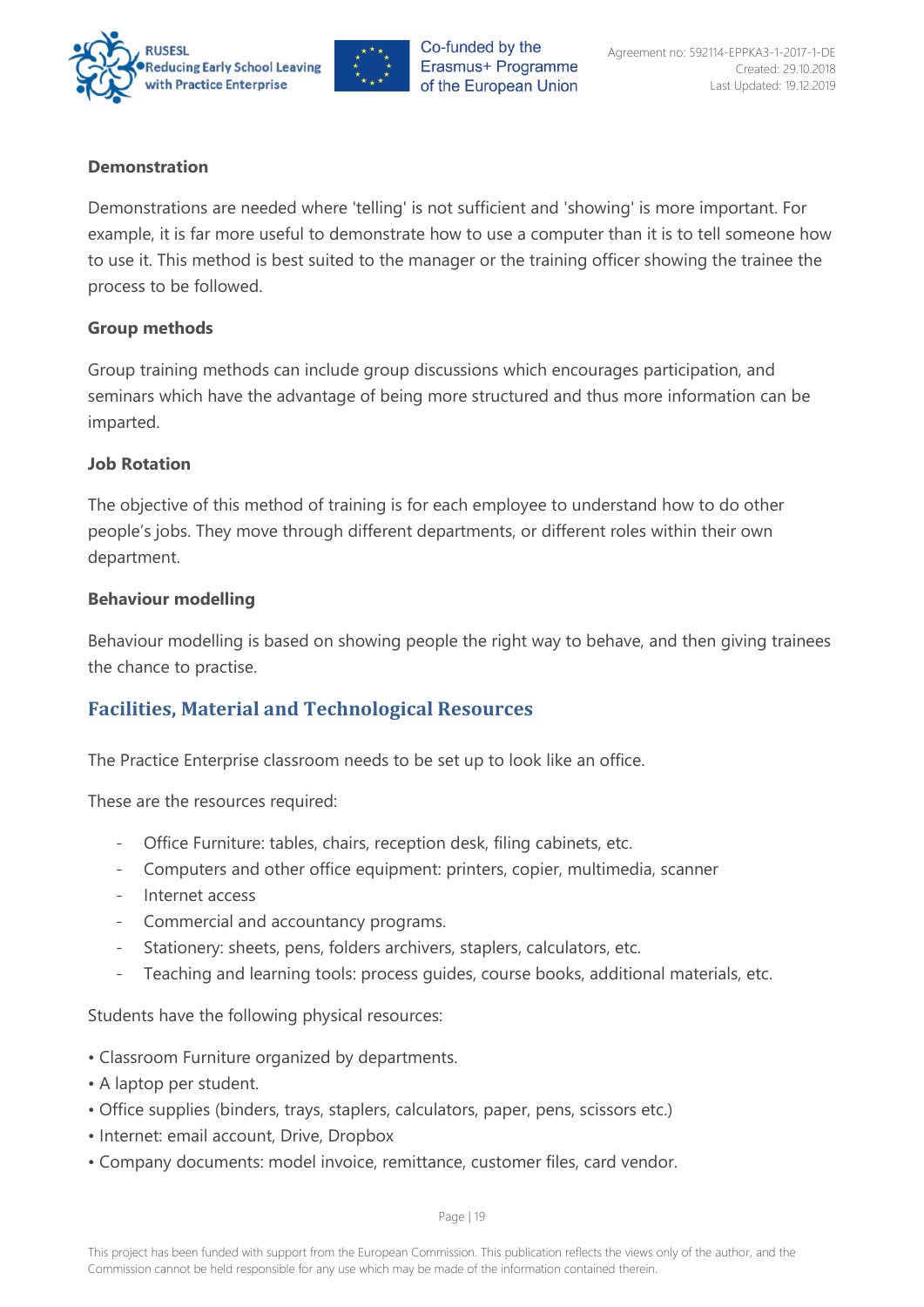**Demonstration**

Demonstrations are needed where 'telling' is not sufficient and 'showing' is more important. For example, it is far more useful to demonstrate how to use a computer than it is to tell someone how to use it. This method is best suited to the manager or the training officer showing the trainee the process to be followed.

**Group methods**

Group training methods can include group discussions which encourages participation, and seminars which have the advantage of being more structured and thus more information can be imparted.

**Job Rotation**

The objective of this method of training is for each employee to understand how to do other people's jobs. They move through different departments, or different roles within their own department.

**Behaviour modelling**

Behaviour modelling is based on showing people the right way to behave, and then giving trainees the chance to practise.

## Facilities, Material and Technological Resources

The Practice Enterprise classroom needs to be set up to look like an office.

These are the resources required:

- Office Furniture: tables, chairs, reception desk, filing cabinets, etc.
- Computers and other office equipment: printers, copier, multimedia, scanner
- Internet access
- Commercial and accountancy programs.
- Stationery: sheets, pens, folders archivers, staplers, calculators, etc.
- Teaching and learning tools: process guides, course books, additional materials, etc.

Students have the following physical resources:

- Classroom Furniture organized by departments.
- A laptop per student.
- Office supplies (binders, trays, staplers, calculators, paper, pens, scissors etc.)
- Internet: email account, Drive, Dropbox
- Company documents: model invoice, remittance, customer files, card vendor.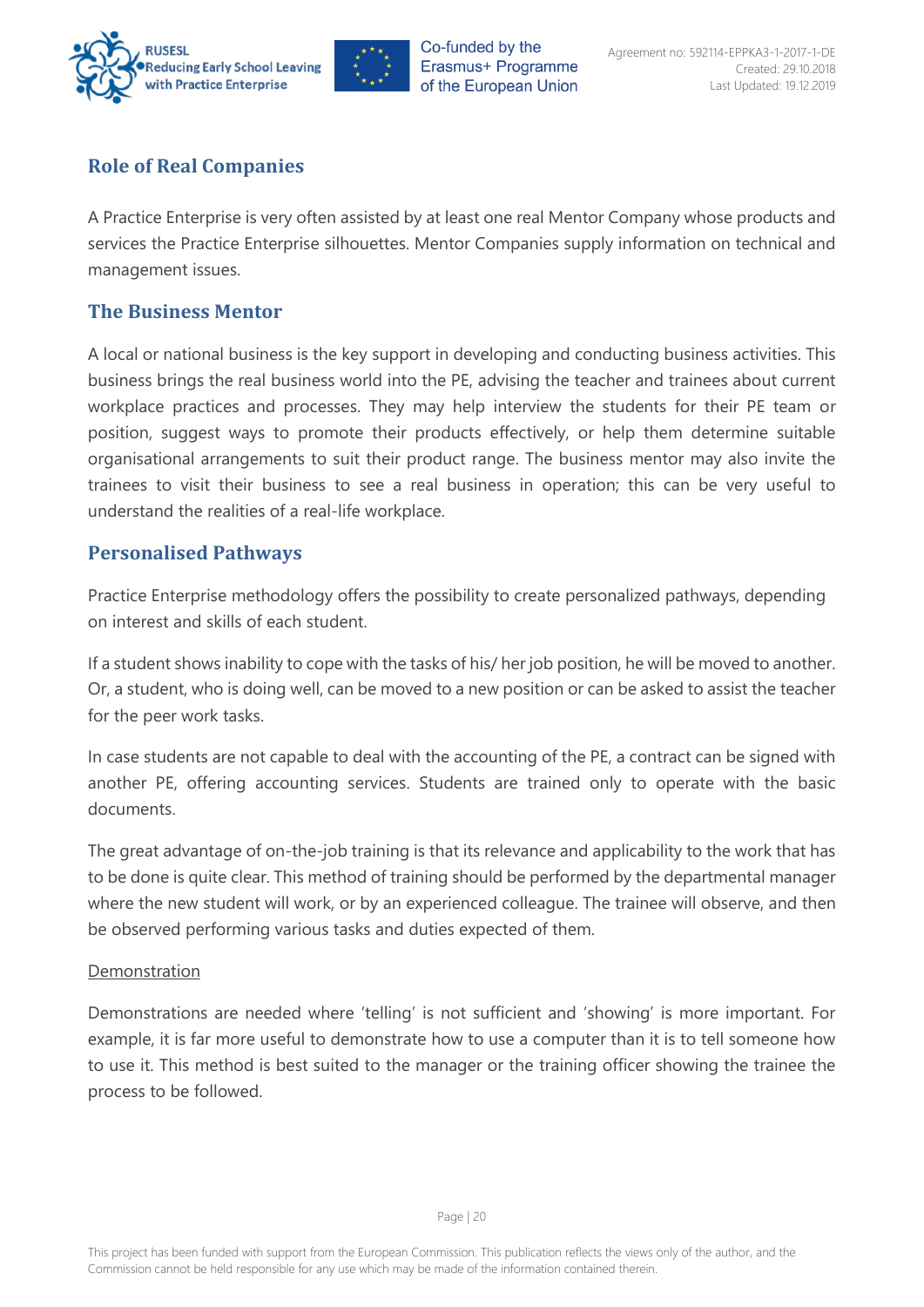## Role of Real Companies

A Practice Enterprise is very often assisted by at least one real Mentor Company whose products and services the Practice Enterprise silhouettes. Mentor Companies supply information on technical and management issues.

## The Business Mentor

A local or national business is the key support in developing and conducting business activities. This business brings the real business world into the PE, advising the teacher and trainees about current workplace practices and processes. They may help interview the students for their PE team or position, suggest ways to promote their products effectively, or help them determine suitable organisational arrangements to suit their product range. The business mentor may also invite the trainees to visit their business to see a real business in operation; this can be very useful to understand the realities of a real-life workplace.

## Personalised Pathways

Practice Enterprise methodology offers the possibility to create personalized pathways, depending on interest and skills of each student.

If a student shows inability to cope with the tasks of his/ her job position, he will be moved to another. Or, a student, who is doing well, can be moved to a new position or can be asked to assist the teacher for the peer work tasks.

In case students are not capable to deal with the accounting of the PE, a contract can be signed with another PE, offering accounting services. Students are trained only to operate with the basic documents.

The great advantage of on-the-job training is that its relevance and applicability to the work that has to be done is quite clear. This method of training should be performed by the departmental manager where the new student will work, or by an experienced colleague. The trainee will observe, and then be observed performing various tasks and duties expected of them.

Demonstration

Demonstrations are needed where 'telling' is not sufficient and 'showing' is more important. For example, it is far more useful to demonstrate how to use a computer than it is to tell someone how to use it. This method is best suited to the manager or the training officer showing the trainee the process to be followed.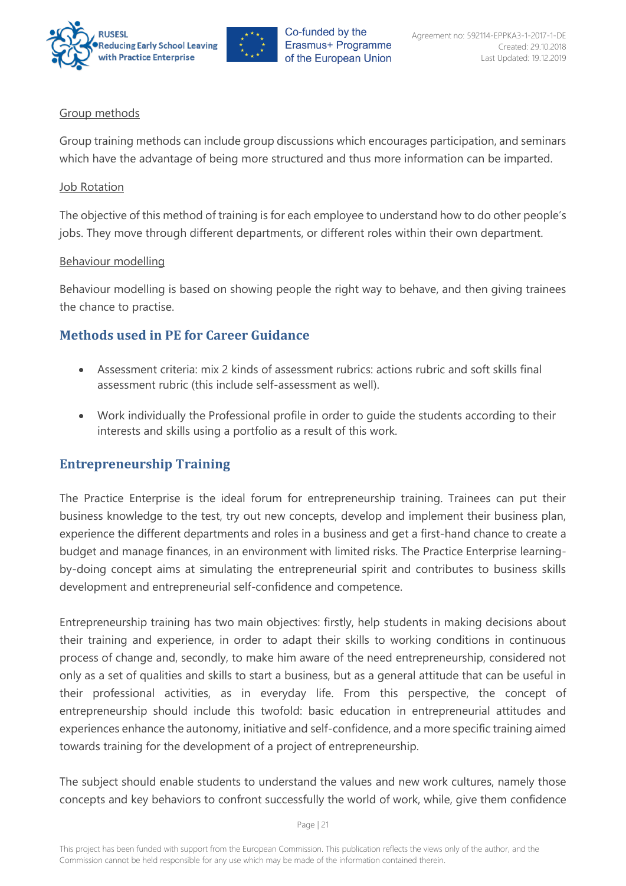Group methods

Group training methods can include group discussions which encourages participation, and seminars which have the advantage of being more structured and thus more information can be imparted.

Job Rotation

The objective of this method of training is for each employee to understand how to do other people's jobs. They move through different departments, or different roles within their own department.

Behaviour modelling

Behaviour modelling is based on showing people the right way to behave, and then giving trainees the chance to practise.

## Methods used in PE for Career Guidance

- Assessment criteria: mix 2 kinds of assessment rubrics: actions rubric and soft skills final assessment rubric (this include self-assessment as well).
- Work individually the Professional profile in order to guide the students according to their interests and skills using a portfolio as a result of this work.

## Entrepreneurship Training

The Practice Enterprise is the ideal forum for entrepreneurship training. Trainees can put their business knowledge to the test, try out new concepts, develop and implement their business plan, experience the different departments and roles in a business and get a first-hand chance to create a budget and manage finances, in an environment with limited risks. The Practice Enterprise learning-by-doing concept aims at simulating the entrepreneurial spirit and contributes to business skills development and entrepreneurial self-confidence and competence.

Entrepreneurship training has two main objectives: firstly, help students in making decisions about their training and experience, in order to adapt their skills to working conditions in continuous process of change and, secondly, to make him aware of the need entrepreneurship, considered not only as a set of qualities and skills to start a business, but as a general attitude that can be useful in their professional activities, as in everyday life. From this perspective, the concept of entrepreneurship should include this twofold: basic education in entrepreneurial attitudes and experiences enhance the autonomy, initiative and self-confidence, and a more specific training aimed towards training for the development of a project of entrepreneurship.

The subject should enable students to understand the values and new work cultures, namely those concepts and key behaviors to confront successfully the world of work, while, give them confidence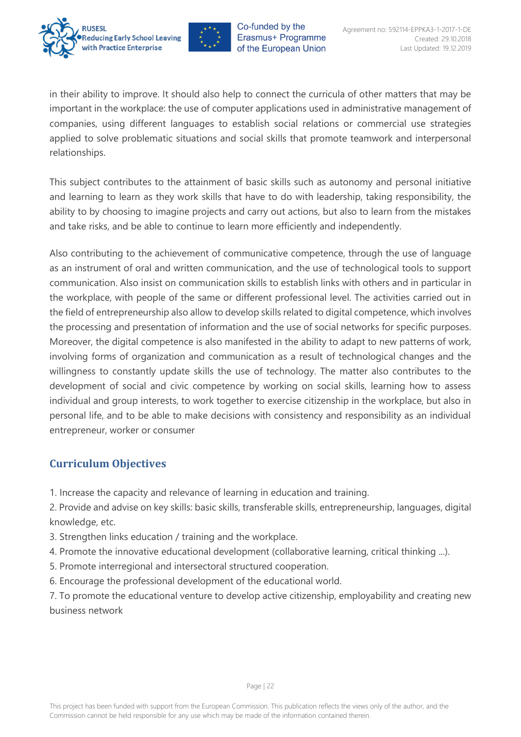in their ability to improve. It should also help to connect the curricula of other matters that may be important in the workplace: the use of computer applications used in administrative management of companies, using different languages to establish social relations or commercial use strategies applied to solve problematic situations and social skills that promote teamwork and interpersonal relationships.

This subject contributes to the attainment of basic skills such as autonomy and personal initiative and learning to learn as they work skills that have to do with leadership, taking responsibility, the ability to by choosing to imagine projects and carry out actions, but also to learn from the mistakes and take risks, and be able to continue to learn more efficiently and independently.

Also contributing to the achievement of communicative competence, through the use of language as an instrument of oral and written communication, and the use of technological tools to support communication. Also insist on communication skills to establish links with others and in particular in the workplace, with people of the same or different professional level. The activities carried out in the field of entrepreneurship also allow to develop skills related to digital competence, which involves the processing and presentation of information and the use of social networks for specific purposes. Moreover, the digital competence is also manifested in the ability to adapt to new patterns of work, involving forms of organization and communication as a result of technological changes and the willingness to constantly update skills the use of technology. The matter also contributes to the development of social and civic competence by working on social skills, learning how to assess individual and group interests, to work together to exercise citizenship in the workplace, but also in personal life, and to be able to make decisions with consistency and responsibility as an individual entrepreneur, worker or consumer

## Curriculum Objectives

1. Increase the capacity and relevance of learning in education and training.
2. Provide and advise on key skills: basic skills, transferable skills, entrepreneurship, languages, digital knowledge, etc.
3. Strengthen links education / training and the workplace.
4. Promote the innovative educational development (collaborative learning, critical thinking ...).
5. Promote interregional and intersectoral structured cooperation.
6. Encourage the professional development of the educational world.
7. To promote the educational venture to develop active citizenship, employability and creating new business network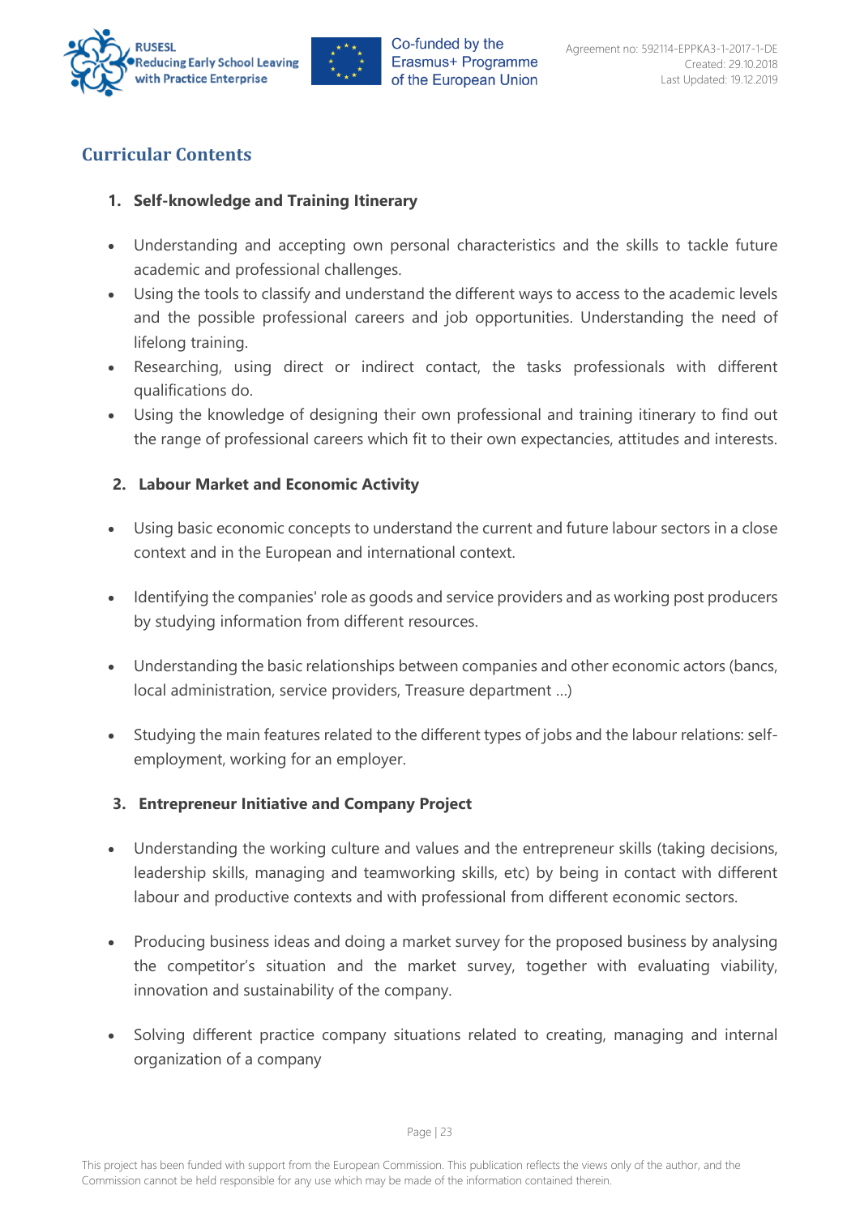## Curricular Contents

1. **Self-knowledge and Training Itinerary**

- Understanding and accepting own personal characteristics and the skills to tackle future academic and professional challenges.
- Using the tools to classify and understand the different ways to access to the academic levels and the possible professional careers and job opportunities. Understanding the need of lifelong training.
- Researching, using direct or indirect contact, the tasks professionals with different qualifications do.
- Using the knowledge of designing their own professional and training itinerary to find out the range of professional careers which fit to their own expectancies, attitudes and interests.

2. **Labour Market and Economic Activity**

- Using basic economic concepts to understand the current and future labour sectors in a close context and in the European and international context.
- Identifying the companies' role as goods and service providers and as working post producers by studying information from different resources.
- Understanding the basic relationships between companies and other economic actors (bancs, local administration, service providers, Treasure department …)
- Studying the main features related to the different types of jobs and the labour relations: self-employment, working for an employer.

3. **Entrepreneur Initiative and Company Project**

- Understanding the working culture and values and the entrepreneur skills (taking decisions, leadership skills, managing and teamworking skills, etc) by being in contact with different labour and productive contexts and with professional from different economic sectors.
- Producing business ideas and doing a market survey for the proposed business by analysing the competitor's situation and the market survey, together with evaluating viability, innovation and sustainability of the company.
- Solving different practice company situations related to creating, managing and internal organization of a company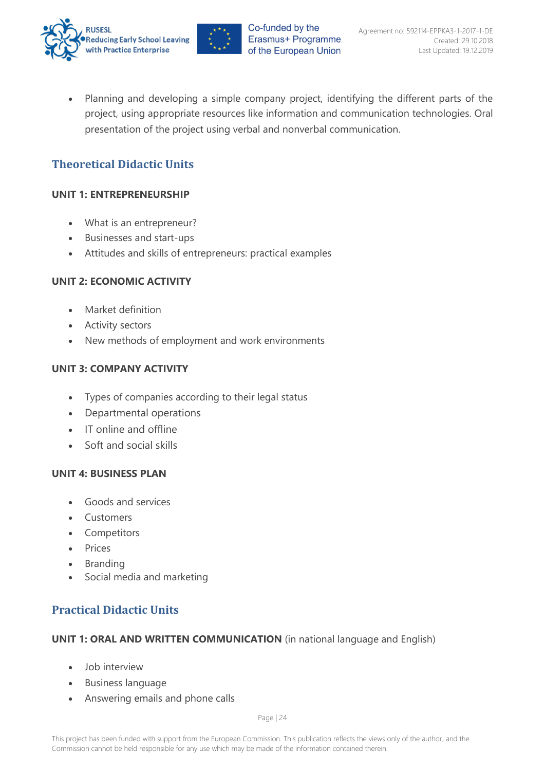- Planning and developing a simple company project, identifying the different parts of the project, using appropriate resources like information and communication technologies. Oral presentation of the project using verbal and nonverbal communication.

## Theoretical Didactic Units

### UNIT 1: ENTREPRENEURSHIP

- What is an entrepreneur?
- Businesses and start-ups
- Attitudes and skills of entrepreneurs: practical examples

### UNIT 2: ECONOMIC ACTIVITY

- Market definition
- Activity sectors
- New methods of employment and work environments

### UNIT 3: COMPANY ACTIVITY

- Types of companies according to their legal status
- Departmental operations
- IT online and offline
- Soft and social skills

### UNIT 4: BUSINESS PLAN

- Goods and services
- Customers
- Competitors
- Prices
- Branding
- Social media and marketing

## Practical Didactic Units

### UNIT 1: ORAL AND WRITTEN COMMUNICATION (in national language and English)

- Job interview
- Business language
- Answering emails and phone calls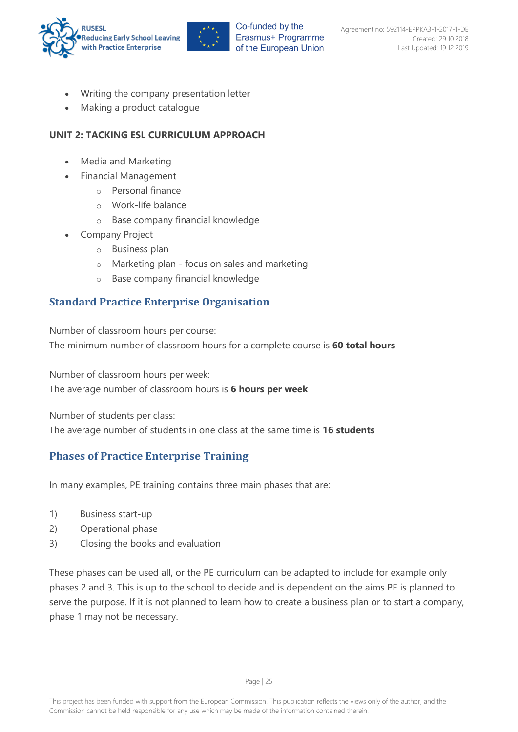- Writing the company presentation letter
- Making a product catalogue

**UNIT 2: TACKING ESL CURRICULUM APPROACH**

- Media and Marketing
- Financial Management
    - Personal finance
    - Work-life balance
    - Base company financial knowledge
- Company Project
    - Business plan
    - Marketing plan - focus on sales and marketing
    - Base company financial knowledge

## Standard Practice Enterprise Organisation

Number of classroom hours per course:
The minimum number of classroom hours for a complete course is **60 total hours**

Number of classroom hours per week:
The average number of classroom hours is **6 hours per week**

Number of students per class:
The average number of students in one class at the same time is **16 students**

## Phases of Practice Enterprise Training

In many examples, PE training contains three main phases that are:

1) Business start-up
2) Operational phase
3) Closing the books and evaluation

These phases can be used all, or the PE curriculum can be adapted to include for example only phases 2 and 3. This is up to the school to decide and is dependent on the aims PE is planned to serve the purpose. If it is not planned to learn how to create a business plan or to start a company, phase 1 may not be necessary.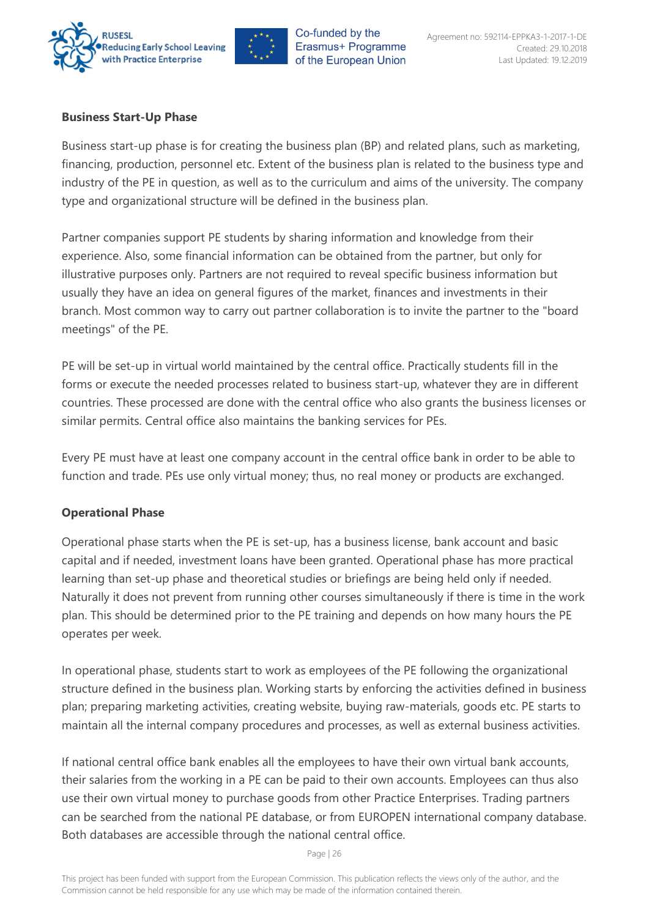**Business Start-Up Phase**

Business start-up phase is for creating the business plan (BP) and related plans, such as marketing, financing, production, personnel etc. Extent of the business plan is related to the business type and industry of the PE in question, as well as to the curriculum and aims of the university. The company type and organizational structure will be defined in the business plan.

Partner companies support PE students by sharing information and knowledge from their experience. Also, some financial information can be obtained from the partner, but only for illustrative purposes only. Partners are not required to reveal specific business information but usually they have an idea on general figures of the market, finances and investments in their branch. Most common way to carry out partner collaboration is to invite the partner to the "board meetings" of the PE.

PE will be set-up in virtual world maintained by the central office. Practically students fill in the forms or execute the needed processes related to business start-up, whatever they are in different countries. These processed are done with the central office who also grants the business licenses or similar permits. Central office also maintains the banking services for PEs.

Every PE must have at least one company account in the central office bank in order to be able to function and trade. PEs use only virtual money; thus, no real money or products are exchanged.

**Operational Phase**

Operational phase starts when the PE is set-up, has a business license, bank account and basic capital and if needed, investment loans have been granted. Operational phase has more practical learning than set-up phase and theoretical studies or briefings are being held only if needed. Naturally it does not prevent from running other courses simultaneously if there is time in the work plan. This should be determined prior to the PE training and depends on how many hours the PE operates per week.

In operational phase, students start to work as employees of the PE following the organizational structure defined in the business plan. Working starts by enforcing the activities defined in business plan; preparing marketing activities, creating website, buying raw-materials, goods etc. PE starts to maintain all the internal company procedures and processes, as well as external business activities.

If national central office bank enables all the employees to have their own virtual bank accounts, their salaries from the working in a PE can be paid to their own accounts. Employees can thus also use their own virtual money to purchase goods from other Practice Enterprises. Trading partners can be searched from the national PE database, or from EUROPEN international company database. Both databases are accessible through the national central office.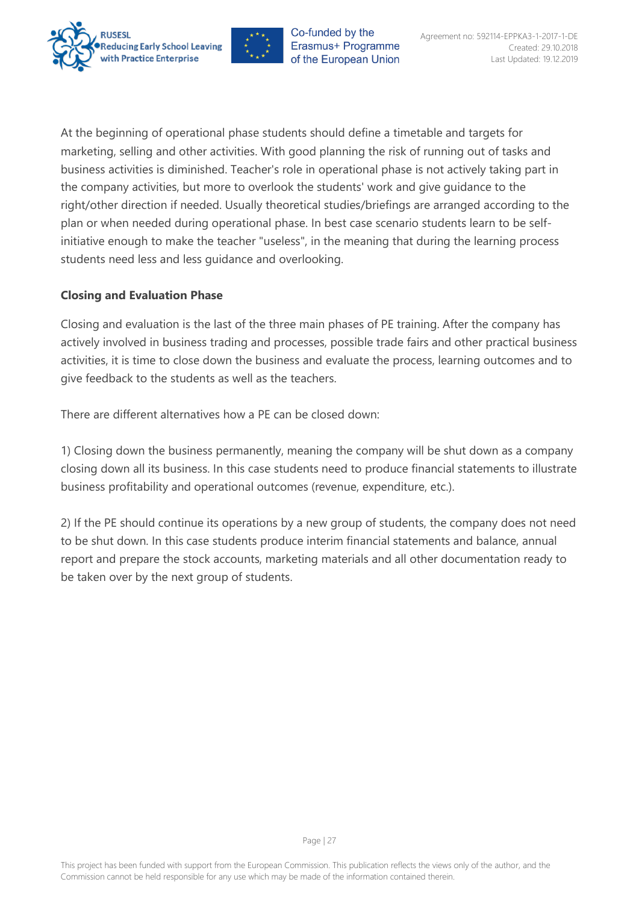At the beginning of operational phase students should define a timetable and targets for marketing, selling and other activities. With good planning the risk of running out of tasks and business activities is diminished. Teacher's role in operational phase is not actively taking part in the company activities, but more to overlook the students' work and give guidance to the right/other direction if needed. Usually theoretical studies/briefings are arranged according to the plan or when needed during operational phase. In best case scenario students learn to be self-initiative enough to make the teacher "useless", in the meaning that during the learning process students need less and less guidance and overlooking.

**Closing and Evaluation Phase**

Closing and evaluation is the last of the three main phases of PE training. After the company has actively involved in business trading and processes, possible trade fairs and other practical business activities, it is time to close down the business and evaluate the process, learning outcomes and to give feedback to the students as well as the teachers.

There are different alternatives how a PE can be closed down:

1) Closing down the business permanently, meaning the company will be shut down as a company closing down all its business. In this case students need to produce financial statements to illustrate business profitability and operational outcomes (revenue, expenditure, etc.).

2) If the PE should continue its operations by a new group of students, the company does not need to be shut down. In this case students produce interim financial statements and balance, annual report and prepare the stock accounts, marketing materials and all other documentation ready to be taken over by the next group of students.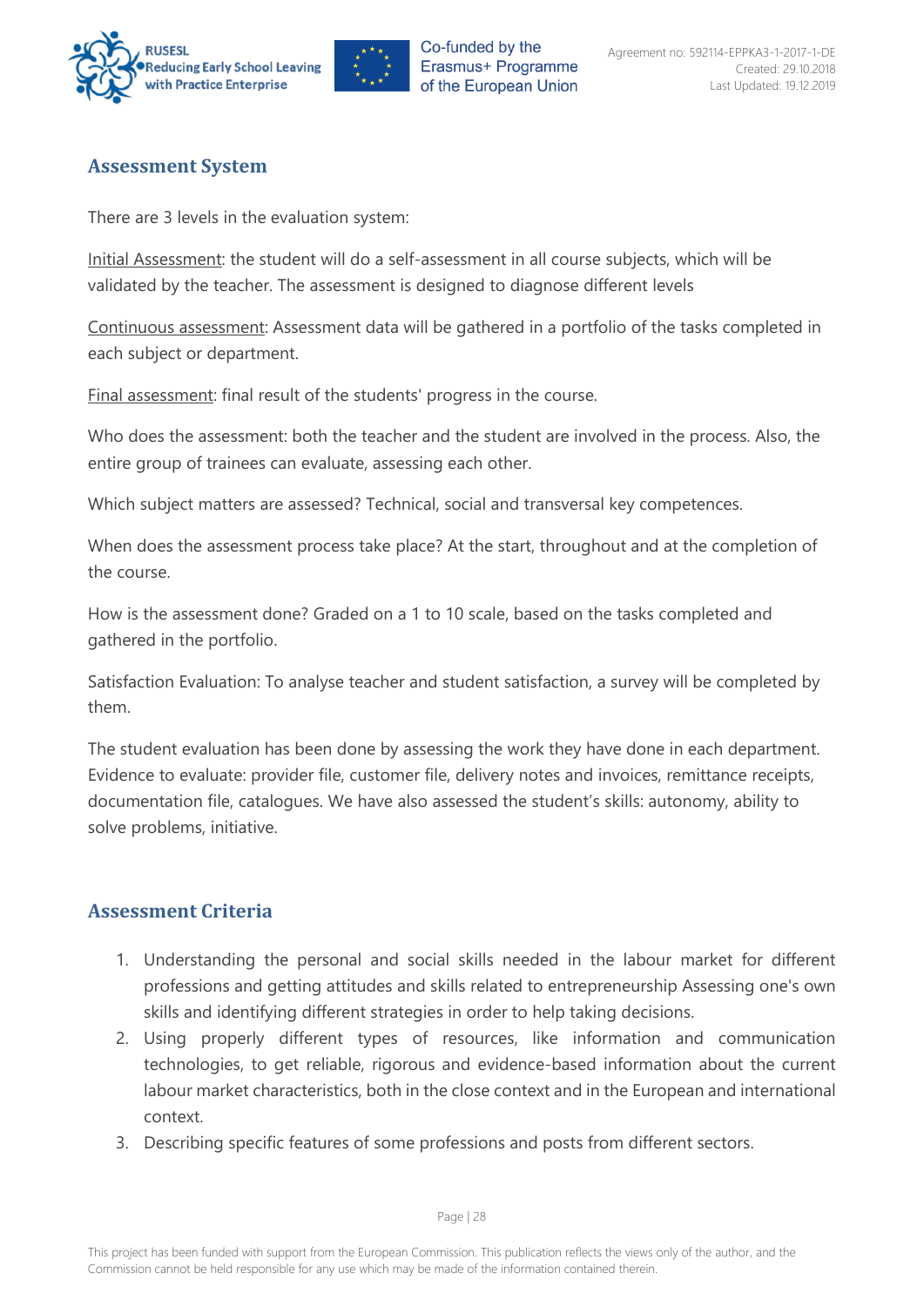## Assessment System

There are 3 levels in the evaluation system:

Initial Assessment: the student will do a self-assessment in all course subjects, which will be validated by the teacher. The assessment is designed to diagnose different levels

Continuous assessment: Assessment data will be gathered in a portfolio of the tasks completed in each subject or department.

Final assessment: final result of the students' progress in the course.

Who does the assessment: both the teacher and the student are involved in the process. Also, the entire group of trainees can evaluate, assessing each other.

Which subject matters are assessed? Technical, social and transversal key competences.

When does the assessment process take place? At the start, throughout and at the completion of the course.

How is the assessment done? Graded on a 1 to 10 scale, based on the tasks completed and gathered in the portfolio.

Satisfaction Evaluation: To analyse teacher and student satisfaction, a survey will be completed by them.

The student evaluation has been done by assessing the work they have done in each department. Evidence to evaluate: provider file, customer file, delivery notes and invoices, remittance receipts, documentation file, catalogues. We have also assessed the student's skills: autonomy, ability to solve problems, initiative.

## Assessment Criteria

1. Understanding the personal and social skills needed in the labour market for different professions and getting attitudes and skills related to entrepreneurship Assessing one's own skills and identifying different strategies in order to help taking decisions.
2. Using properly different types of resources, like information and communication technologies, to get reliable, rigorous and evidence-based information about the current labour market characteristics, both in the close context and in the European and international context.
3. Describing specific features of some professions and posts from different sectors.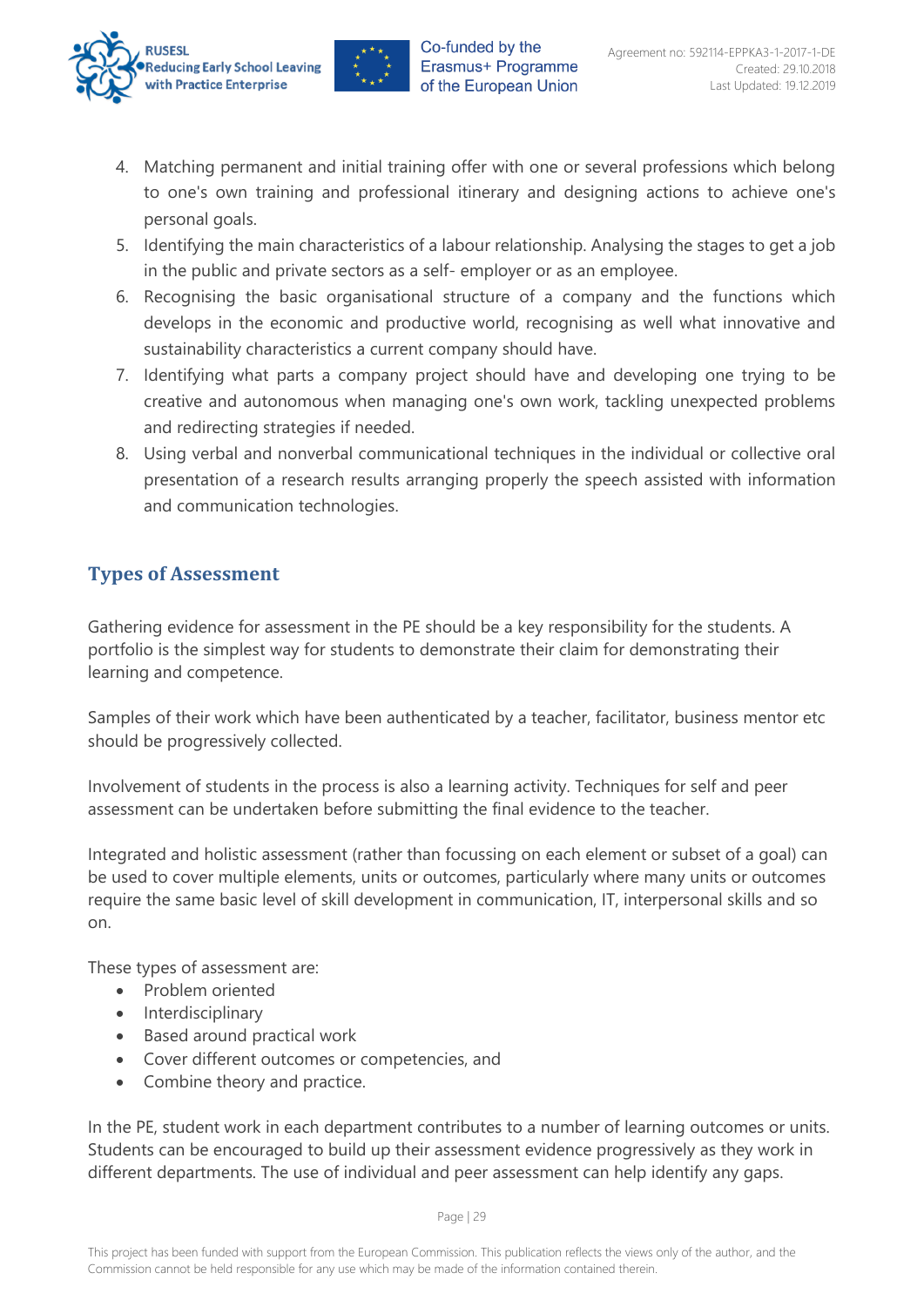4. Matching permanent and initial training offer with one or several professions which belong to one's own training and professional itinerary and designing actions to achieve one's personal goals.
5. Identifying the main characteristics of a labour relationship. Analysing the stages to get a job in the public and private sectors as a self- employer or as an employee.
6. Recognising the basic organisational structure of a company and the functions which develops in the economic and productive world, recognising as well what innovative and sustainability characteristics a current company should have.
7. Identifying what parts a company project should have and developing one trying to be creative and autonomous when managing one's own work, tackling unexpected problems and redirecting strategies if needed.
8. Using verbal and nonverbal communicational techniques in the individual or collective oral presentation of a research results arranging properly the speech assisted with information and communication technologies.

## Types of Assessment

Gathering evidence for assessment in the PE should be a key responsibility for the students. A portfolio is the simplest way for students to demonstrate their claim for demonstrating their learning and competence.

Samples of their work which have been authenticated by a teacher, facilitator, business mentor etc should be progressively collected.

Involvement of students in the process is also a learning activity. Techniques for self and peer assessment can be undertaken before submitting the final evidence to the teacher.

Integrated and holistic assessment (rather than focussing on each element or subset of a goal) can be used to cover multiple elements, units or outcomes, particularly where many units or outcomes require the same basic level of skill development in communication, IT, interpersonal skills and so on.

These types of assessment are:

- Problem oriented
- Interdisciplinary
- Based around practical work
- Cover different outcomes or competencies, and
- Combine theory and practice.

In the PE, student work in each department contributes to a number of learning outcomes or units. Students can be encouraged to build up their assessment evidence progressively as they work in different departments. The use of individual and peer assessment can help identify any gaps.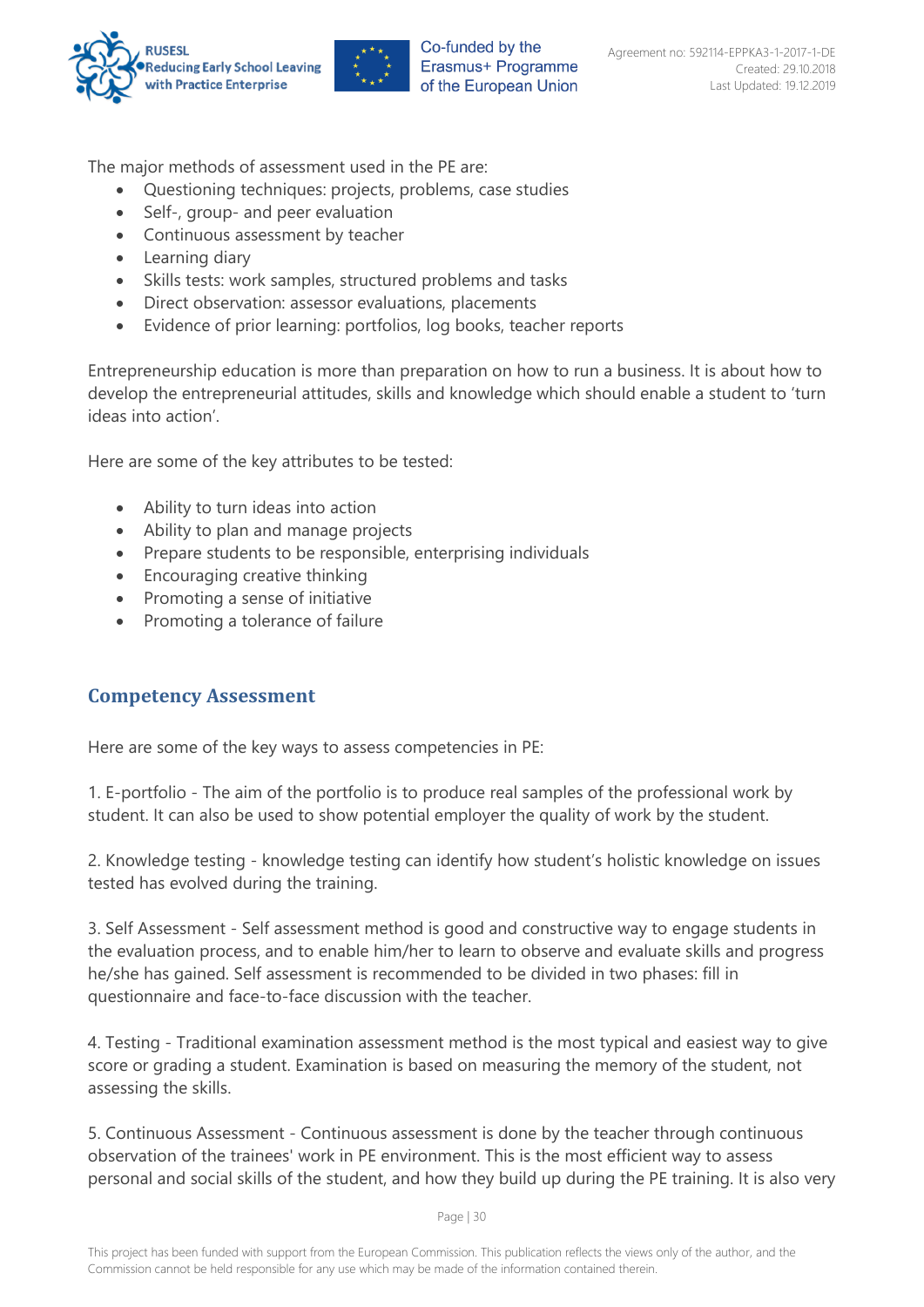The major methods of assessment used in the PE are:

- Questioning techniques: projects, problems, case studies
- Self-, group- and peer evaluation
- Continuous assessment by teacher
- Learning diary
- Skills tests: work samples, structured problems and tasks
- Direct observation: assessor evaluations, placements
- Evidence of prior learning: portfolios, log books, teacher reports

Entrepreneurship education is more than preparation on how to run a business. It is about how to develop the entrepreneurial attitudes, skills and knowledge which should enable a student to 'turn ideas into action'.

Here are some of the key attributes to be tested:

- Ability to turn ideas into action
- Ability to plan and manage projects
- Prepare students to be responsible, enterprising individuals
- Encouraging creative thinking
- Promoting a sense of initiative
- Promoting a tolerance of failure

## Competency Assessment

Here are some of the key ways to assess competencies in PE:

1. E-portfolio - The aim of the portfolio is to produce real samples of the professional work by student. It can also be used to show potential employer the quality of work by the student.

2. Knowledge testing - knowledge testing can identify how student's holistic knowledge on issues tested has evolved during the training.

3. Self Assessment - Self assessment method is good and constructive way to engage students in the evaluation process, and to enable him/her to learn to observe and evaluate skills and progress he/she has gained. Self assessment is recommended to be divided in two phases: fill in questionnaire and face-to-face discussion with the teacher.

4. Testing - Traditional examination assessment method is the most typical and easiest way to give score or grading a student. Examination is based on measuring the memory of the student, not assessing the skills.

5. Continuous Assessment - Continuous assessment is done by the teacher through continuous observation of the trainees' work in PE environment. This is the most efficient way to assess personal and social skills of the student, and how they build up during the PE training. It is also very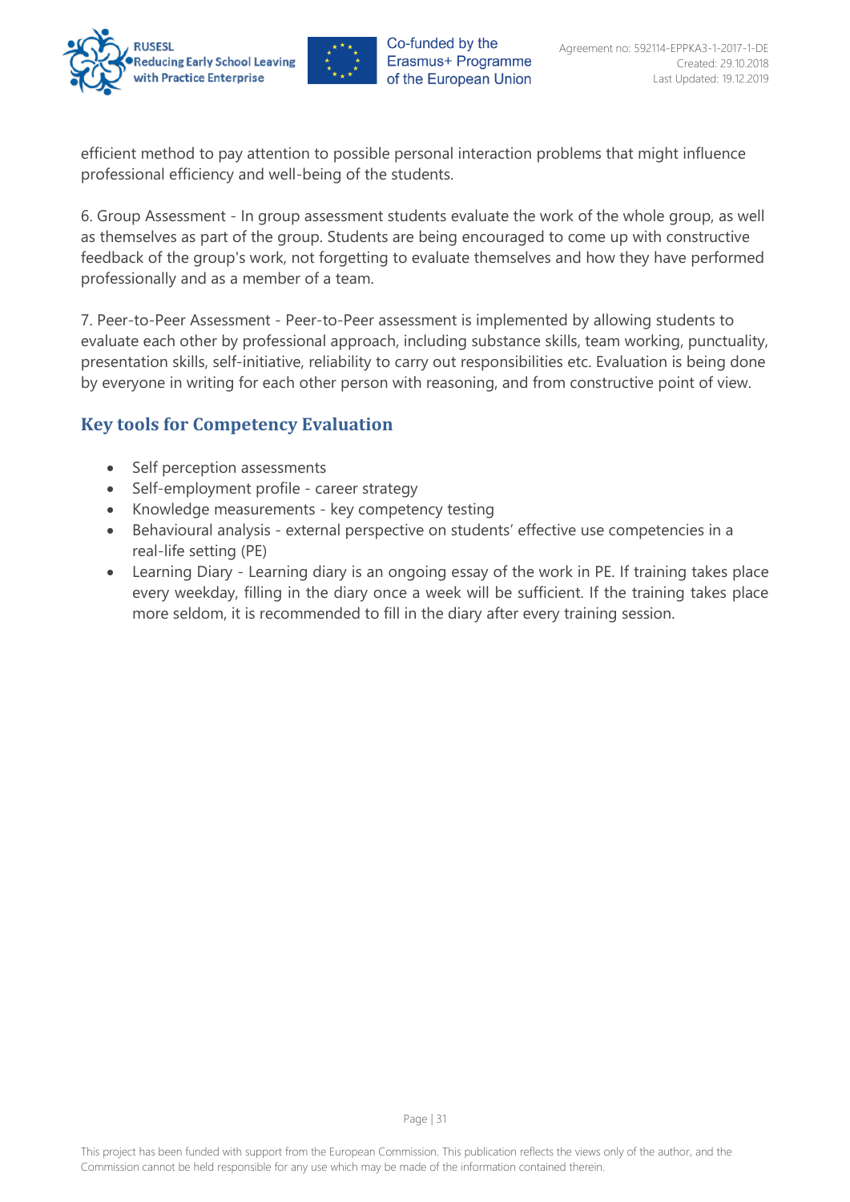efficient method to pay attention to possible personal interaction problems that might influence professional efficiency and well-being of the students.

6. Group Assessment - In group assessment students evaluate the work of the whole group, as well as themselves as part of the group. Students are being encouraged to come up with constructive feedback of the group's work, not forgetting to evaluate themselves and how they have performed professionally and as a member of a team.

7. Peer-to-Peer Assessment - Peer-to-Peer assessment is implemented by allowing students to evaluate each other by professional approach, including substance skills, team working, punctuality, presentation skills, self-initiative, reliability to carry out responsibilities etc. Evaluation is being done by everyone in writing for each other person with reasoning, and from constructive point of view.

## Key tools for Competency Evaluation

- Self perception assessments
- Self-employment profile - career strategy
- Knowledge measurements - key competency testing
- Behavioural analysis - external perspective on students' effective use competencies in a real-life setting (PE)
- Learning Diary - Learning diary is an ongoing essay of the work in PE. If training takes place every weekday, filling in the diary once a week will be sufficient. If the training takes place more seldom, it is recommended to fill in the diary after every training session.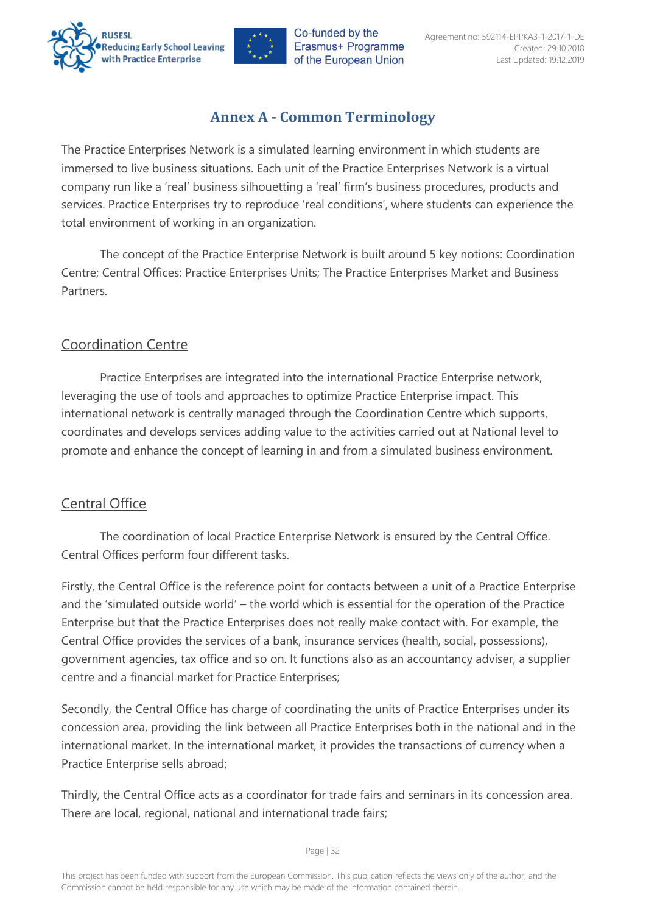# Annex A - Common Terminology

The Practice Enterprises Network is a simulated learning environment in which students are immersed to live business situations. Each unit of the Practice Enterprises Network is a virtual company run like a 'real' business silhouetting a 'real' firm's business procedures, products and services. Practice Enterprises try to reproduce 'real conditions', where students can experience the total environment of working in an organization.

The concept of the Practice Enterprise Network is built around 5 key notions: Coordination Centre; Central Offices; Practice Enterprises Units; The Practice Enterprises Market and Business Partners.

## Coordination Centre

Practice Enterprises are integrated into the international Practice Enterprise network, leveraging the use of tools and approaches to optimize Practice Enterprise impact. This international network is centrally managed through the Coordination Centre which supports, coordinates and develops services adding value to the activities carried out at National level to promote and enhance the concept of learning in and from a simulated business environment.

## Central Office

The coordination of local Practice Enterprise Network is ensured by the Central Office. Central Offices perform four different tasks.

Firstly, the Central Office is the reference point for contacts between a unit of a Practice Enterprise and the 'simulated outside world' – the world which is essential for the operation of the Practice Enterprise but that the Practice Enterprises does not really make contact with. For example, the Central Office provides the services of a bank, insurance services (health, social, possessions), government agencies, tax office and so on. It functions also as an accountancy adviser, a supplier centre and a financial market for Practice Enterprises;

Secondly, the Central Office has charge of coordinating the units of Practice Enterprises under its concession area, providing the link between all Practice Enterprises both in the national and in the international market. In the international market, it provides the transactions of currency when a Practice Enterprise sells abroad;

Thirdly, the Central Office acts as a coordinator for trade fairs and seminars in its concession area. There are local, regional, national and international trade fairs;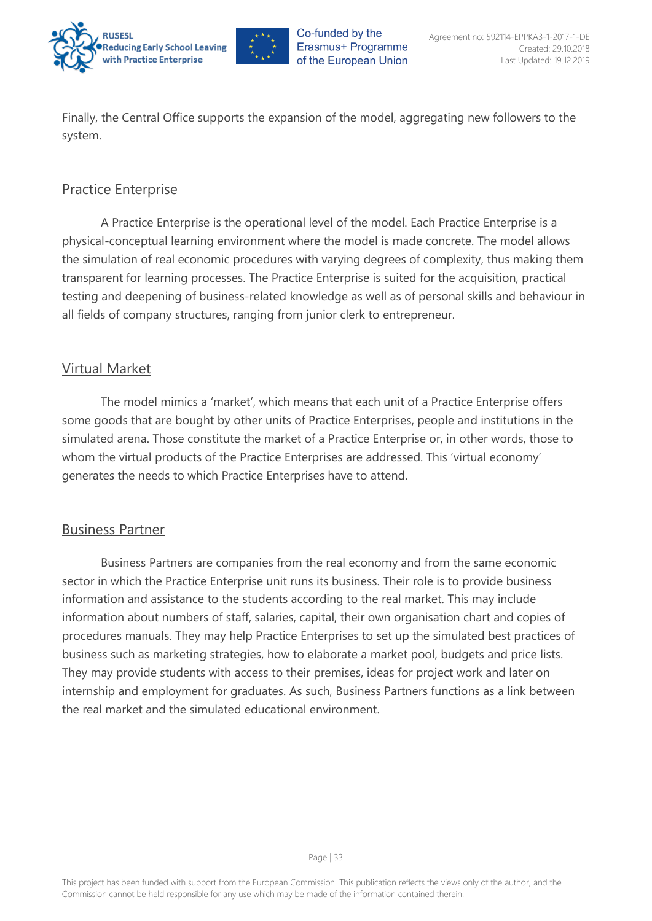Finally, the Central Office supports the expansion of the model, aggregating new followers to the system.

## Practice Enterprise

A Practice Enterprise is the operational level of the model. Each Practice Enterprise is a physical-conceptual learning environment where the model is made concrete. The model allows the simulation of real economic procedures with varying degrees of complexity, thus making them transparent for learning processes. The Practice Enterprise is suited for the acquisition, practical testing and deepening of business-related knowledge as well as of personal skills and behaviour in all fields of company structures, ranging from junior clerk to entrepreneur.

## Virtual Market

The model mimics a 'market', which means that each unit of a Practice Enterprise offers some goods that are bought by other units of Practice Enterprises, people and institutions in the simulated arena. Those constitute the market of a Practice Enterprise or, in other words, those to whom the virtual products of the Practice Enterprises are addressed. This 'virtual economy' generates the needs to which Practice Enterprises have to attend.

## Business Partner

Business Partners are companies from the real economy and from the same economic sector in which the Practice Enterprise unit runs its business. Their role is to provide business information and assistance to the students according to the real market. This may include information about numbers of staff, salaries, capital, their own organisation chart and copies of procedures manuals. They may help Practice Enterprises to set up the simulated best practices of business such as marketing strategies, how to elaborate a market pool, budgets and price lists. They may provide students with access to their premises, ideas for project work and later on internship and employment for graduates. As such, Business Partners functions as a link between the real market and the simulated educational environment.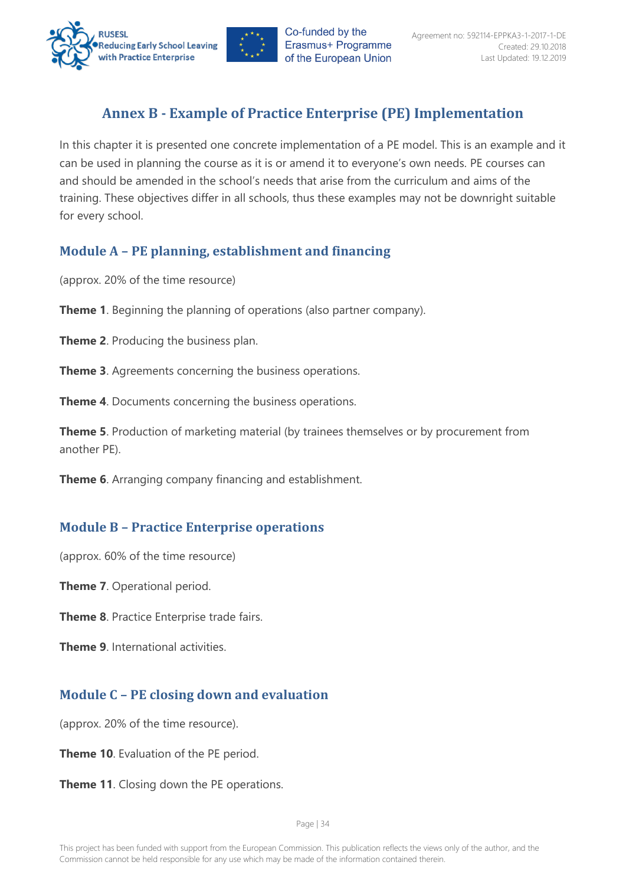# Annex B - Example of Practice Enterprise (PE) Implementation

In this chapter it is presented one concrete implementation of a PE model. This is an example and it can be used in planning the course as it is or amend it to everyone's own needs. PE courses can and should be amended in the school's needs that arise from the curriculum and aims of the training. These objectives differ in all schools, thus these examples may not be downright suitable for every school.

## Module A – PE planning, establishment and financing

(approx. 20% of the time resource)

**Theme 1**. Beginning the planning of operations (also partner company).

**Theme 2**. Producing the business plan.

**Theme 3**. Agreements concerning the business operations.

**Theme 4**. Documents concerning the business operations.

**Theme 5**. Production of marketing material (by trainees themselves or by procurement from another PE).

**Theme 6**. Arranging company financing and establishment.

## Module B – Practice Enterprise operations

(approx. 60% of the time resource)

**Theme 7**. Operational period.

**Theme 8**. Practice Enterprise trade fairs.

**Theme 9**. International activities.

## Module C – PE closing down and evaluation

(approx. 20% of the time resource).

**Theme 10**. Evaluation of the PE period.

**Theme 11**. Closing down the PE operations.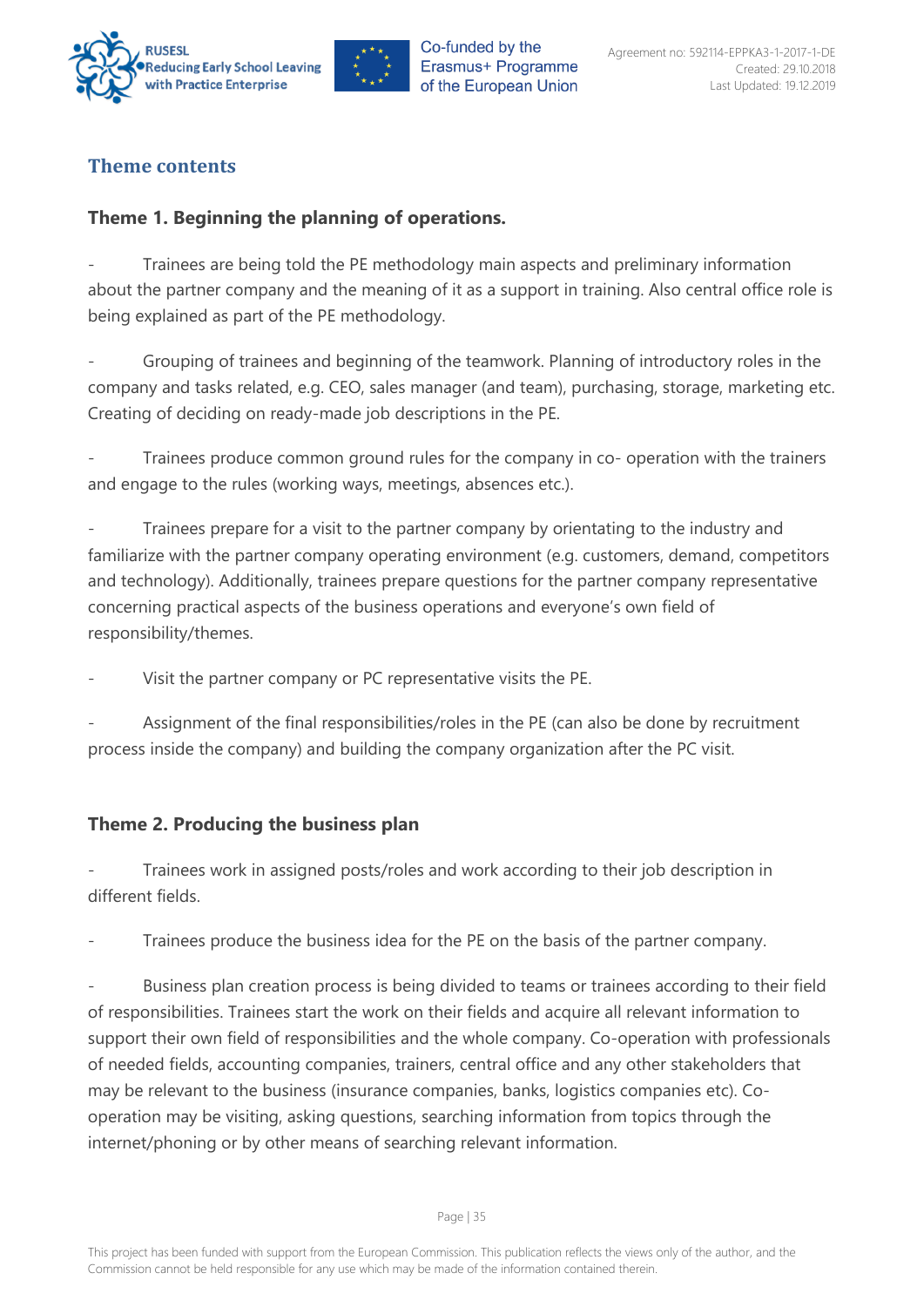## Theme contents

### Theme 1. Beginning the planning of operations.

- Trainees are being told the PE methodology main aspects and preliminary information about the partner company and the meaning of it as a support in training. Also central office role is being explained as part of the PE methodology.

- Grouping of trainees and beginning of the teamwork. Planning of introductory roles in the company and tasks related, e.g. CEO, sales manager (and team), purchasing, storage, marketing etc. Creating of deciding on ready-made job descriptions in the PE.

- Trainees produce common ground rules for the company in co- operation with the trainers and engage to the rules (working ways, meetings, absences etc.).

- Trainees prepare for a visit to the partner company by orientating to the industry and familiarize with the partner company operating environment (e.g. customers, demand, competitors and technology). Additionally, trainees prepare questions for the partner company representative concerning practical aspects of the business operations and everyone's own field of responsibility/themes.

- Visit the partner company or PC representative visits the PE.

- Assignment of the final responsibilities/roles in the PE (can also be done by recruitment process inside the company) and building the company organization after the PC visit.

### Theme 2. Producing the business plan

- Trainees work in assigned posts/roles and work according to their job description in different fields.

- Trainees produce the business idea for the PE on the basis of the partner company.

- Business plan creation process is being divided to teams or trainees according to their field of responsibilities. Trainees start the work on their fields and acquire all relevant information to support their own field of responsibilities and the whole company. Co-operation with professionals of needed fields, accounting companies, trainers, central office and any other stakeholders that may be relevant to the business (insurance companies, banks, logistics companies etc). Co-operation may be visiting, asking questions, searching information from topics through the internet/phoning or by other means of searching relevant information.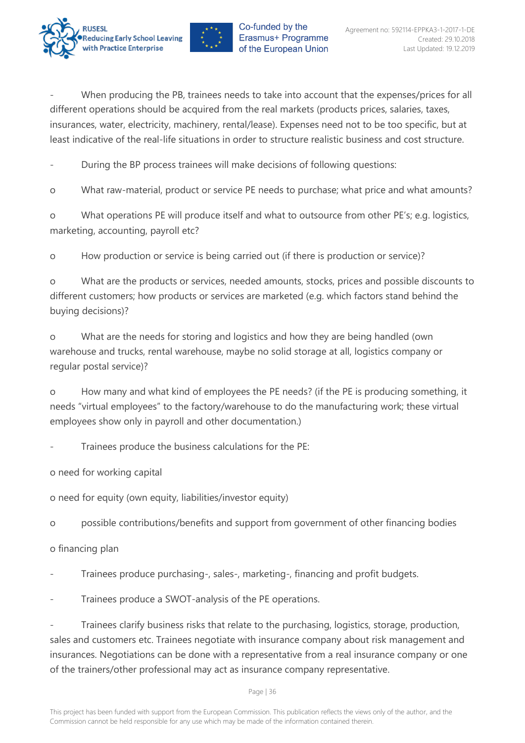- When producing the PB, trainees needs to take into account that the expenses/prices for all different operations should be acquired from the real markets (products prices, salaries, taxes, insurances, water, electricity, machinery, rental/lease). Expenses need not to be too specific, but at least indicative of the real-life situations in order to structure realistic business and cost structure.

- During the BP process trainees will make decisions of following questions:
  - What raw-material, product or service PE needs to purchase; what price and what amounts?
  - What operations PE will produce itself and what to outsource from other PE's; e.g. logistics, marketing, accounting, payroll etc?
  - How production or service is being carried out (if there is production or service)?
  - What are the products or services, needed amounts, stocks, prices and possible discounts to different customers; how products or services are marketed (e.g. which factors stand behind the buying decisions)?
  - What are the needs for storing and logistics and how they are being handled (own warehouse and trucks, rental warehouse, maybe no solid storage at all, logistics company or regular postal service)?
  - How many and what kind of employees the PE needs? (if the PE is producing something, it needs "virtual employees" to the factory/warehouse to do the manufacturing work; these virtual employees show only in payroll and other documentation.)

- Trainees produce the business calculations for the PE:
  - need for working capital
  - need for equity (own equity, liabilities/investor equity)
  - possible contributions/benefits and support from government of other financing bodies
  - financing plan

- Trainees produce purchasing-, sales-, marketing-, financing and profit budgets.

- Trainees produce a SWOT-analysis of the PE operations.

- Trainees clarify business risks that relate to the purchasing, logistics, storage, production, sales and customers etc. Trainees negotiate with insurance company about risk management and insurances. Negotiations can be done with a representative from a real insurance company or one of the trainers/other professional may act as insurance company representative.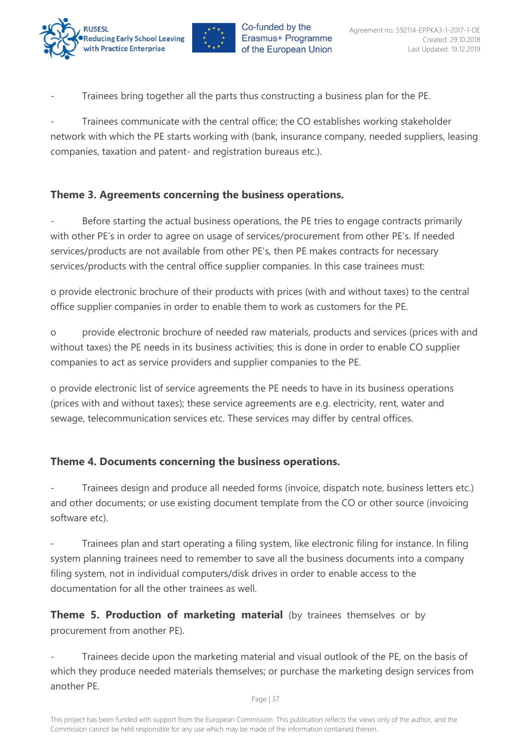- Trainees bring together all the parts thus constructing a business plan for the PE.

- Trainees communicate with the central office; the CO establishes working stakeholder network with which the PE starts working with (bank, insurance company, needed suppliers, leasing companies, taxation and patent- and registration bureaus etc.).

**Theme 3. Agreements concerning the business operations.**

- Before starting the actual business operations, the PE tries to engage contracts primarily with other PE's in order to agree on usage of services/procurement from other PE's. If needed services/products are not available from other PE's, then PE makes contracts for necessary services/products with the central office supplier companies. In this case trainees must:

  - provide electronic brochure of their products with prices (with and without taxes) to the central office supplier companies in order to enable them to work as customers for the PE.

  - provide electronic brochure of needed raw materials, products and services (prices with and without taxes) the PE needs in its business activities; this is done in order to enable CO supplier companies to act as service providers and supplier companies to the PE.

  - provide electronic list of service agreements the PE needs to have in its business operations (prices with and without taxes); these service agreements are e.g. electricity, rent, water and sewage, telecommunication services etc. These services may differ by central offices.

**Theme 4. Documents concerning the business operations.**

- Trainees design and produce all needed forms (invoice, dispatch note, business letters etc.) and other documents; or use existing document template from the CO or other source (invoicing software etc).

- Trainees plan and start operating a filing system, like electronic filing for instance. In filing system planning trainees need to remember to save all the business documents into a company filing system, not in individual computers/disk drives in order to enable access to the documentation for all the other trainees as well.

**Theme 5. Production of marketing material** (by trainees themselves or by procurement from another PE).

- Trainees decide upon the marketing material and visual outlook of the PE, on the basis of which they produce needed materials themselves; or purchase the marketing design services from another PE.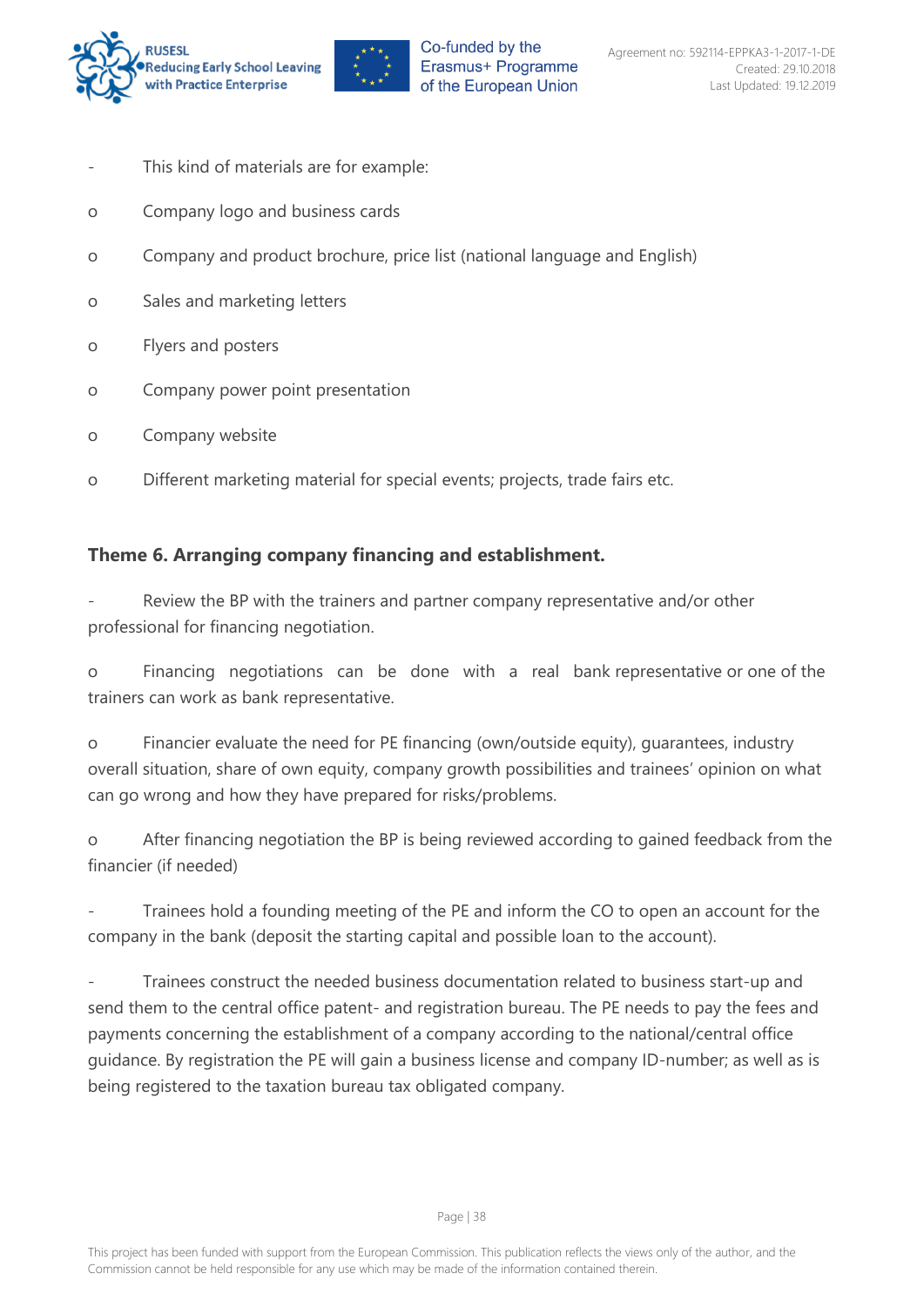- This kind of materials are for example:

    - Company logo and business cards
    - Company and product brochure, price list (national language and English)
    - Sales and marketing letters
    - Flyers and posters
    - Company power point presentation
    - Company website
    - Different marketing material for special events; projects, trade fairs etc.

**Theme 6. Arranging company financing and establishment.**

- Review the BP with the trainers and partner company representative and/or other professional for financing negotiation.

    - Financing negotiations can be done with a real bank representative or one of the trainers can work as bank representative.
    - Financier evaluate the need for PE financing (own/outside equity), guarantees, industry overall situation, share of own equity, company growth possibilities and trainees' opinion on what can go wrong and how they have prepared for risks/problems.
    - After financing negotiation the BP is being reviewed according to gained feedback from the financier (if needed)

- Trainees hold a founding meeting of the PE and inform the CO to open an account for the company in the bank (deposit the starting capital and possible loan to the account).

- Trainees construct the needed business documentation related to business start-up and send them to the central office patent- and registration bureau. The PE needs to pay the fees and payments concerning the establishment of a company according to the national/central office guidance. By registration the PE will gain a business license and company ID-number; as well as is being registered to the taxation bureau tax obligated company.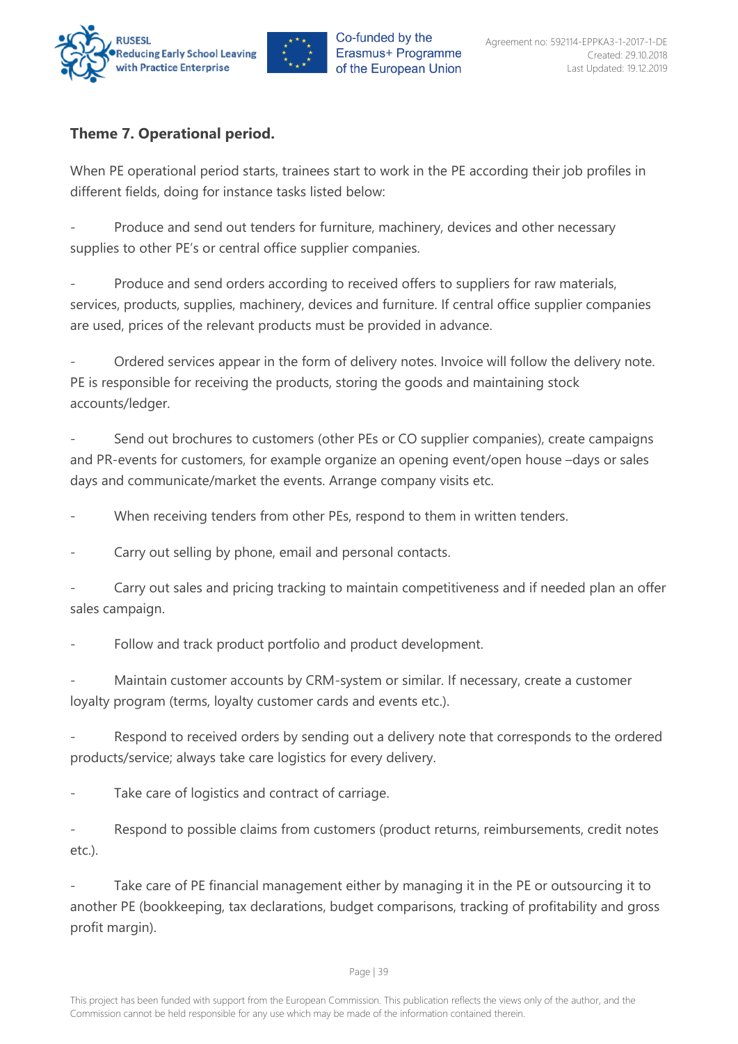**Theme 7. Operational period.**

When PE operational period starts, trainees start to work in the PE according their job profiles in different fields, doing for instance tasks listed below:

- Produce and send out tenders for furniture, machinery, devices and other necessary supplies to other PE's or central office supplier companies.
- Produce and send orders according to received offers to suppliers for raw materials, services, products, supplies, machinery, devices and furniture. If central office supplier companies are used, prices of the relevant products must be provided in advance.
- Ordered services appear in the form of delivery notes. Invoice will follow the delivery note. PE is responsible for receiving the products, storing the goods and maintaining stock accounts/ledger.
- Send out brochures to customers (other PEs or CO supplier companies), create campaigns and PR-events for customers, for example organize an opening event/open house –days or sales days and communicate/market the events. Arrange company visits etc.
- When receiving tenders from other PEs, respond to them in written tenders.
- Carry out selling by phone, email and personal contacts.
- Carry out sales and pricing tracking to maintain competitiveness and if needed plan an offer sales campaign.
- Follow and track product portfolio and product development.
- Maintain customer accounts by CRM-system or similar. If necessary, create a customer loyalty program (terms, loyalty customer cards and events etc.).
- Respond to received orders by sending out a delivery note that corresponds to the ordered products/service; always take care logistics for every delivery.
- Take care of logistics and contract of carriage.
- Respond to possible claims from customers (product returns, reimbursements, credit notes etc.).
- Take care of PE financial management either by managing it in the PE or outsourcing it to another PE (bookkeeping, tax declarations, budget comparisons, tracking of profitability and gross profit margin).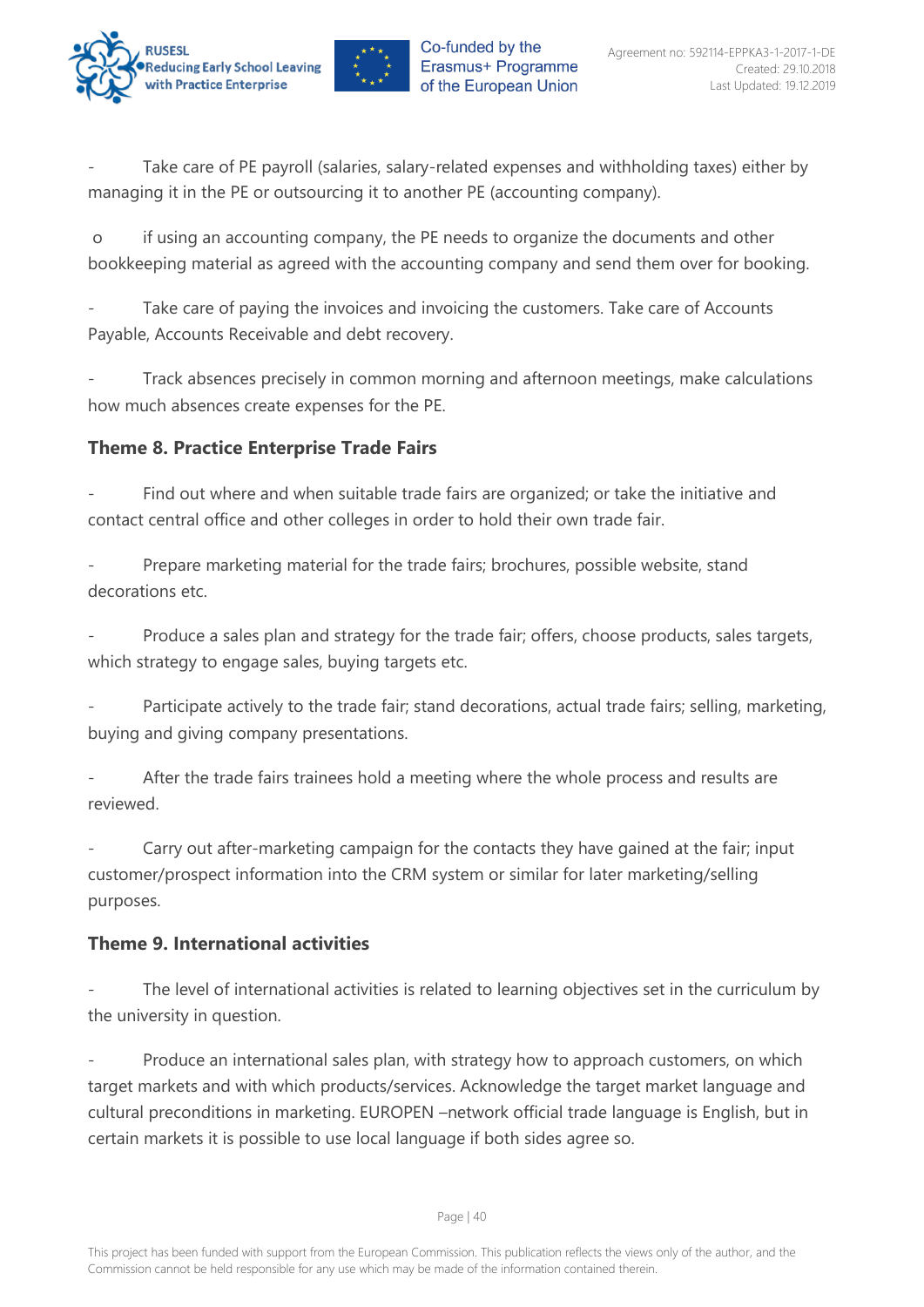- Take care of PE payroll (salaries, salary-related expenses and withholding taxes) either by managing it in the PE or outsourcing it to another PE (accounting company).

  - if using an accounting company, the PE needs to organize the documents and other bookkeeping material as agreed with the accounting company and send them over for booking.

- Take care of paying the invoices and invoicing the customers. Take care of Accounts Payable, Accounts Receivable and debt recovery.

- Track absences precisely in common morning and afternoon meetings, make calculations how much absences create expenses for the PE.

### Theme 8. Practice Enterprise Trade Fairs

- Find out where and when suitable trade fairs are organized; or take the initiative and contact central office and other colleges in order to hold their own trade fair.

- Prepare marketing material for the trade fairs; brochures, possible website, stand decorations etc.

- Produce a sales plan and strategy for the trade fair; offers, choose products, sales targets, which strategy to engage sales, buying targets etc.

- Participate actively to the trade fair; stand decorations, actual trade fairs; selling, marketing, buying and giving company presentations.

- After the trade fairs trainees hold a meeting where the whole process and results are reviewed.

- Carry out after-marketing campaign for the contacts they have gained at the fair; input customer/prospect information into the CRM system or similar for later marketing/selling purposes.

### Theme 9. International activities

- The level of international activities is related to learning objectives set in the curriculum by the university in question.

- Produce an international sales plan, with strategy how to approach customers, on which target markets and with which products/services. Acknowledge the target market language and cultural preconditions in marketing. EUROPEN –network official trade language is English, but in certain markets it is possible to use local language if both sides agree so.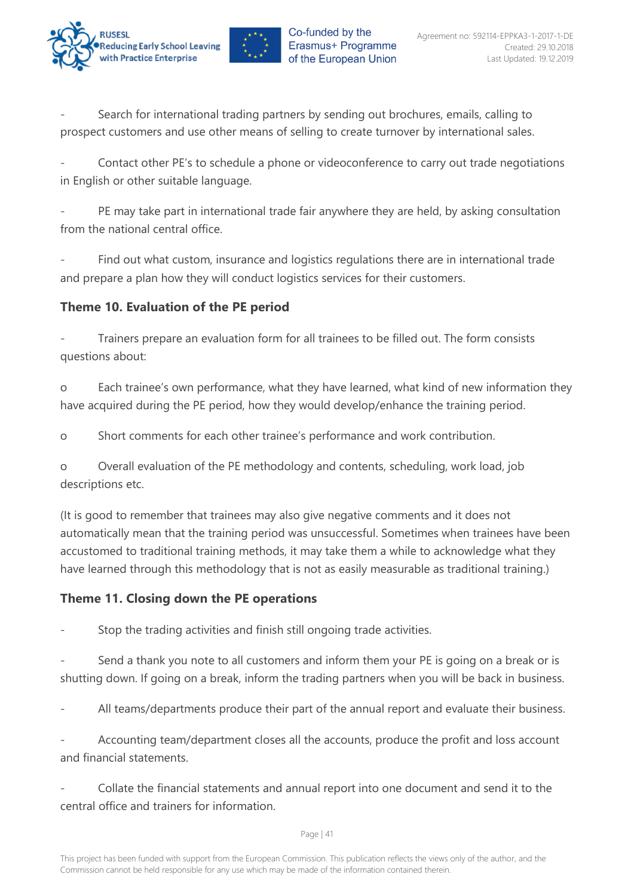- Search for international trading partners by sending out brochures, emails, calling to prospect customers and use other means of selling to create turnover by international sales.

- Contact other PE's to schedule a phone or videoconference to carry out trade negotiations in English or other suitable language.

- PE may take part in international trade fair anywhere they are held, by asking consultation from the national central office.

- Find out what custom, insurance and logistics regulations there are in international trade and prepare a plan how they will conduct logistics services for their customers.

### Theme 10. Evaluation of the PE period

- Trainers prepare an evaluation form for all trainees to be filled out. The form consists questions about:

  - Each trainee's own performance, what they have learned, what kind of new information they have acquired during the PE period, how they would develop/enhance the training period.
  - Short comments for each other trainee's performance and work contribution.
  - Overall evaluation of the PE methodology and contents, scheduling, work load, job descriptions etc.

(It is good to remember that trainees may also give negative comments and it does not automatically mean that the training period was unsuccessful. Sometimes when trainees have been accustomed to traditional training methods, it may take them a while to acknowledge what they have learned through this methodology that is not as easily measurable as traditional training.)

### Theme 11. Closing down the PE operations

- Stop the trading activities and finish still ongoing trade activities.

- Send a thank you note to all customers and inform them your PE is going on a break or is shutting down. If going on a break, inform the trading partners when you will be back in business.

- All teams/departments produce their part of the annual report and evaluate their business.

- Accounting team/department closes all the accounts, produce the profit and loss account and financial statements.

- Collate the financial statements and annual report into one document and send it to the central office and trainers for information.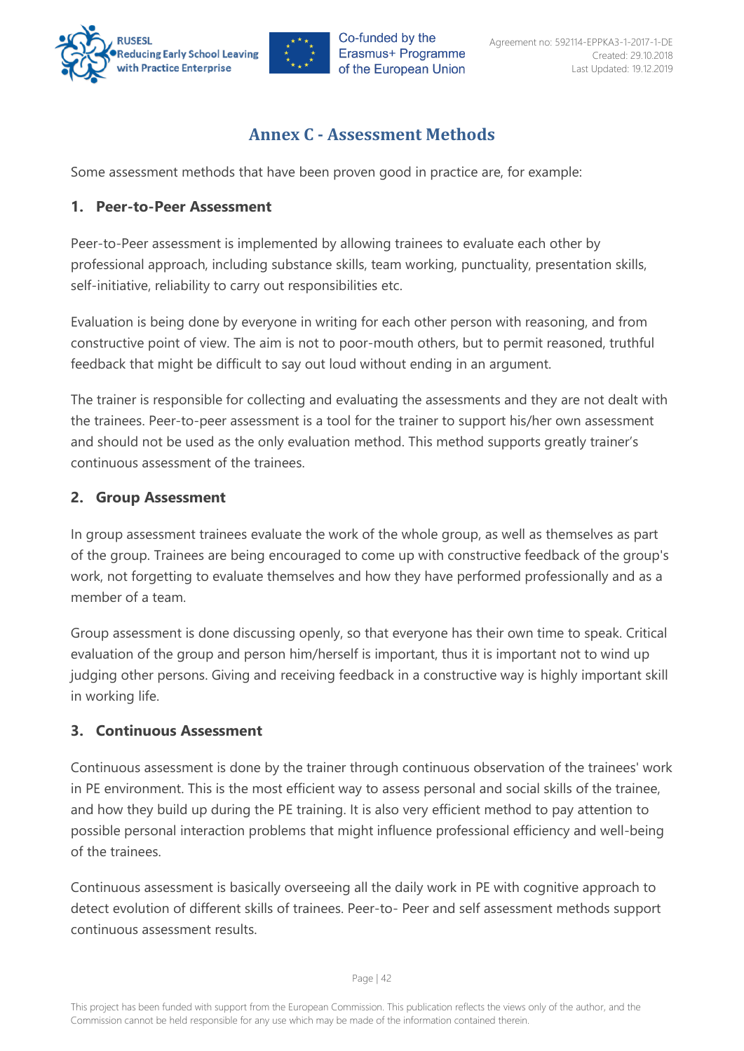# Annex C - Assessment Methods

Some assessment methods that have been proven good in practice are, for example:

## 1. Peer-to-Peer Assessment

Peer-to-Peer assessment is implemented by allowing trainees to evaluate each other by professional approach, including substance skills, team working, punctuality, presentation skills, self-initiative, reliability to carry out responsibilities etc.

Evaluation is being done by everyone in writing for each other person with reasoning, and from constructive point of view. The aim is not to poor-mouth others, but to permit reasoned, truthful feedback that might be difficult to say out loud without ending in an argument.

The trainer is responsible for collecting and evaluating the assessments and they are not dealt with the trainees. Peer-to-peer assessment is a tool for the trainer to support his/her own assessment and should not be used as the only evaluation method. This method supports greatly trainer's continuous assessment of the trainees.

## 2. Group Assessment

In group assessment trainees evaluate the work of the whole group, as well as themselves as part of the group. Trainees are being encouraged to come up with constructive feedback of the group's work, not forgetting to evaluate themselves and how they have performed professionally and as a member of a team.

Group assessment is done discussing openly, so that everyone has their own time to speak. Critical evaluation of the group and person him/herself is important, thus it is important not to wind up judging other persons. Giving and receiving feedback in a constructive way is highly important skill in working life.

## 3. Continuous Assessment

Continuous assessment is done by the trainer through continuous observation of the trainees' work in PE environment. This is the most efficient way to assess personal and social skills of the trainee, and how they build up during the PE training. It is also very efficient method to pay attention to possible personal interaction problems that might influence professional efficiency and well-being of the trainees.

Continuous assessment is basically overseeing all the daily work in PE with cognitive approach to detect evolution of different skills of trainees. Peer-to- Peer and self assessment methods support continuous assessment results.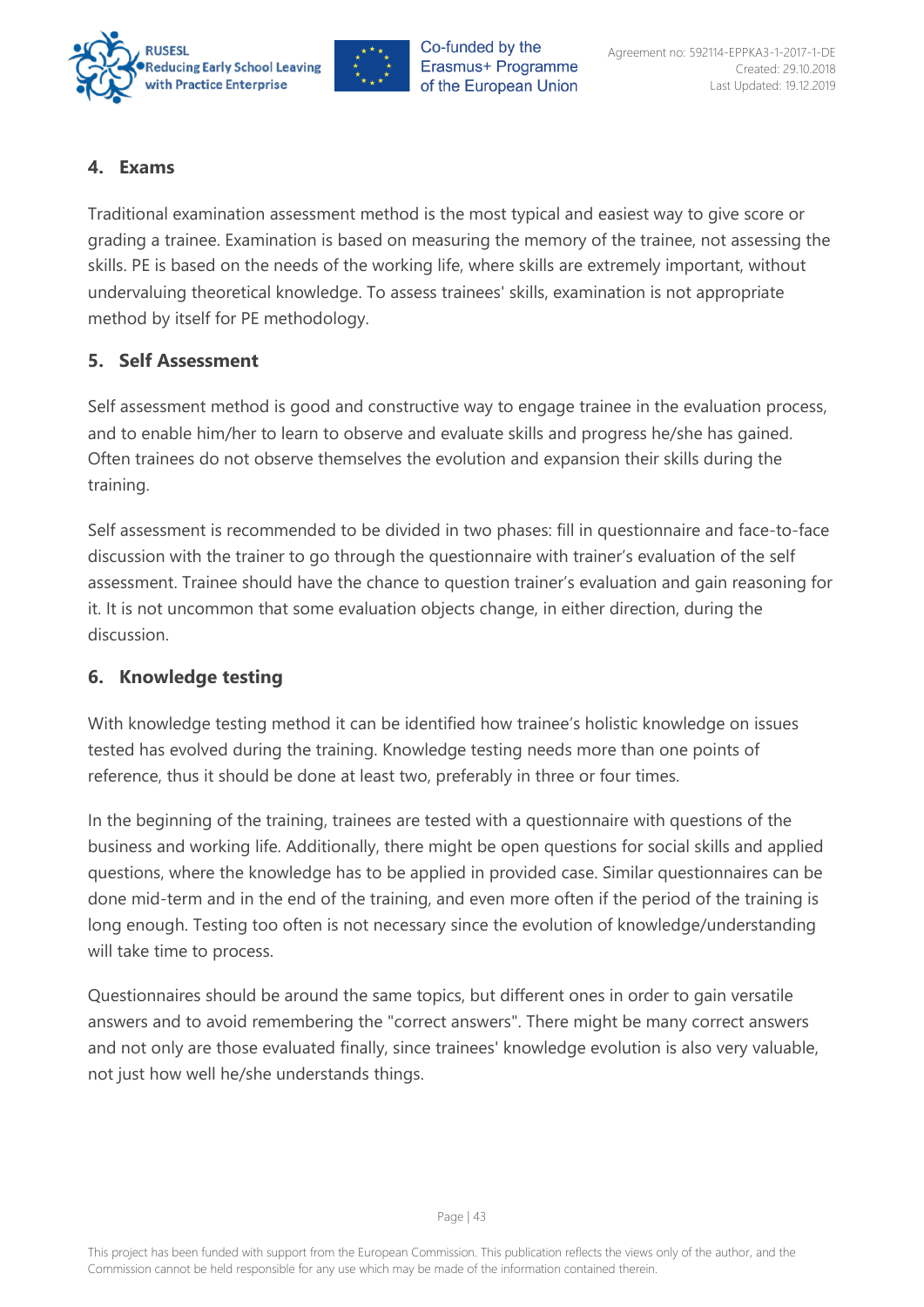## 4. Exams

Traditional examination assessment method is the most typical and easiest way to give score or grading a trainee. Examination is based on measuring the memory of the trainee, not assessing the skills. PE is based on the needs of the working life, where skills are extremely important, without undervaluing theoretical knowledge. To assess trainees' skills, examination is not appropriate method by itself for PE methodology.

## 5. Self Assessment

Self assessment method is good and constructive way to engage trainee in the evaluation process, and to enable him/her to learn to observe and evaluate skills and progress he/she has gained. Often trainees do not observe themselves the evolution and expansion their skills during the training.

Self assessment is recommended to be divided in two phases: fill in questionnaire and face-to-face discussion with the trainer to go through the questionnaire with trainer's evaluation of the self assessment. Trainee should have the chance to question trainer's evaluation and gain reasoning for it. It is not uncommon that some evaluation objects change, in either direction, during the discussion.

## 6. Knowledge testing

With knowledge testing method it can be identified how trainee's holistic knowledge on issues tested has evolved during the training. Knowledge testing needs more than one points of reference, thus it should be done at least two, preferably in three or four times.

In the beginning of the training, trainees are tested with a questionnaire with questions of the business and working life. Additionally, there might be open questions for social skills and applied questions, where the knowledge has to be applied in provided case. Similar questionnaires can be done mid-term and in the end of the training, and even more often if the period of the training is long enough. Testing too often is not necessary since the evolution of knowledge/understanding will take time to process.

Questionnaires should be around the same topics, but different ones in order to gain versatile answers and to avoid remembering the "correct answers". There might be many correct answers and not only are those evaluated finally, since trainees' knowledge evolution is also very valuable, not just how well he/she understands things.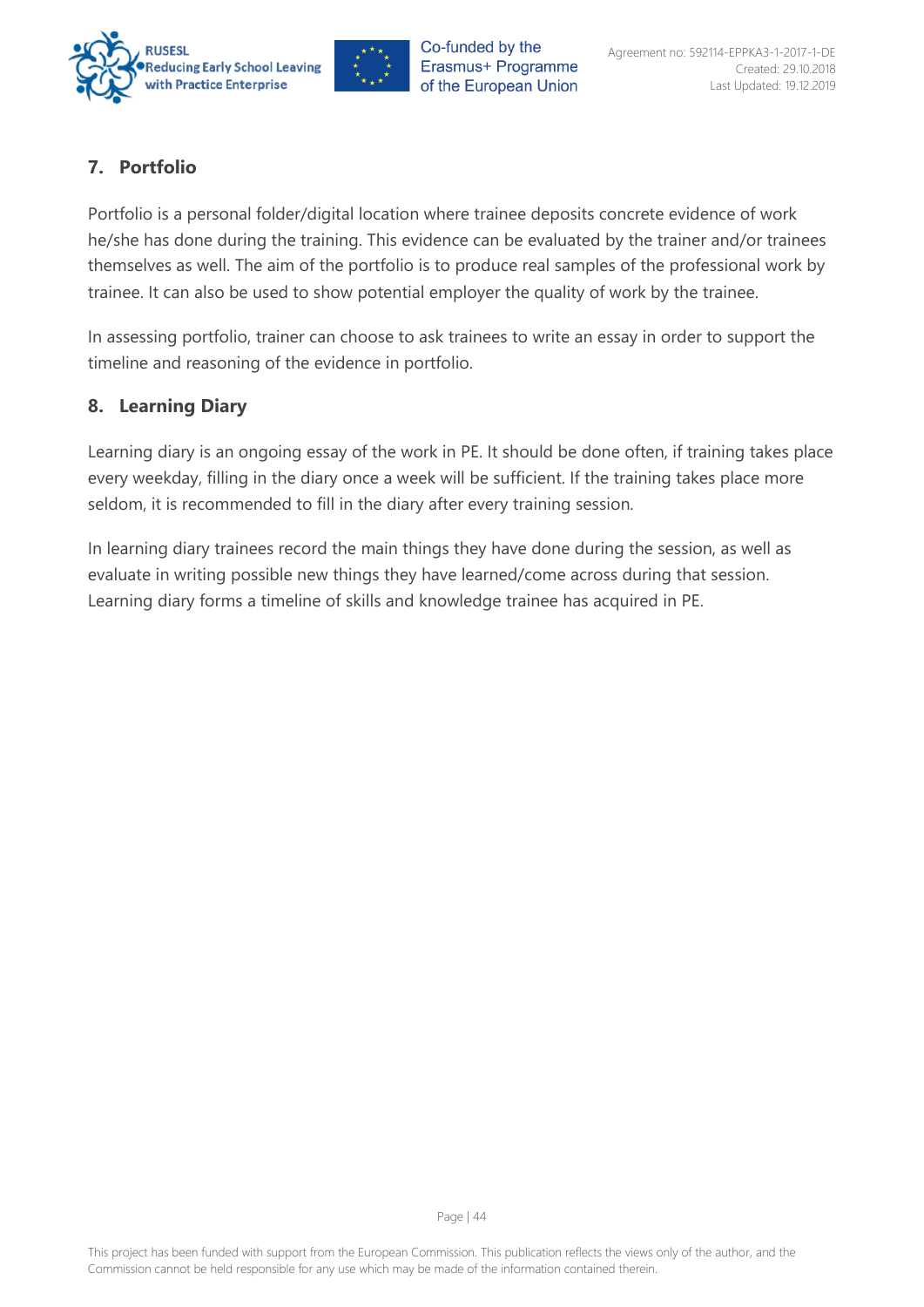## 7. Portfolio

Portfolio is a personal folder/digital location where trainee deposits concrete evidence of work he/she has done during the training. This evidence can be evaluated by the trainer and/or trainees themselves as well. The aim of the portfolio is to produce real samples of the professional work by trainee. It can also be used to show potential employer the quality of work by the trainee.

In assessing portfolio, trainer can choose to ask trainees to write an essay in order to support the timeline and reasoning of the evidence in portfolio.

## 8. Learning Diary

Learning diary is an ongoing essay of the work in PE. It should be done often, if training takes place every weekday, filling in the diary once a week will be sufficient. If the training takes place more seldom, it is recommended to fill in the diary after every training session.

In learning diary trainees record the main things they have done during the session, as well as evaluate in writing possible new things they have learned/come across during that session. Learning diary forms a timeline of skills and knowledge trainee has acquired in PE.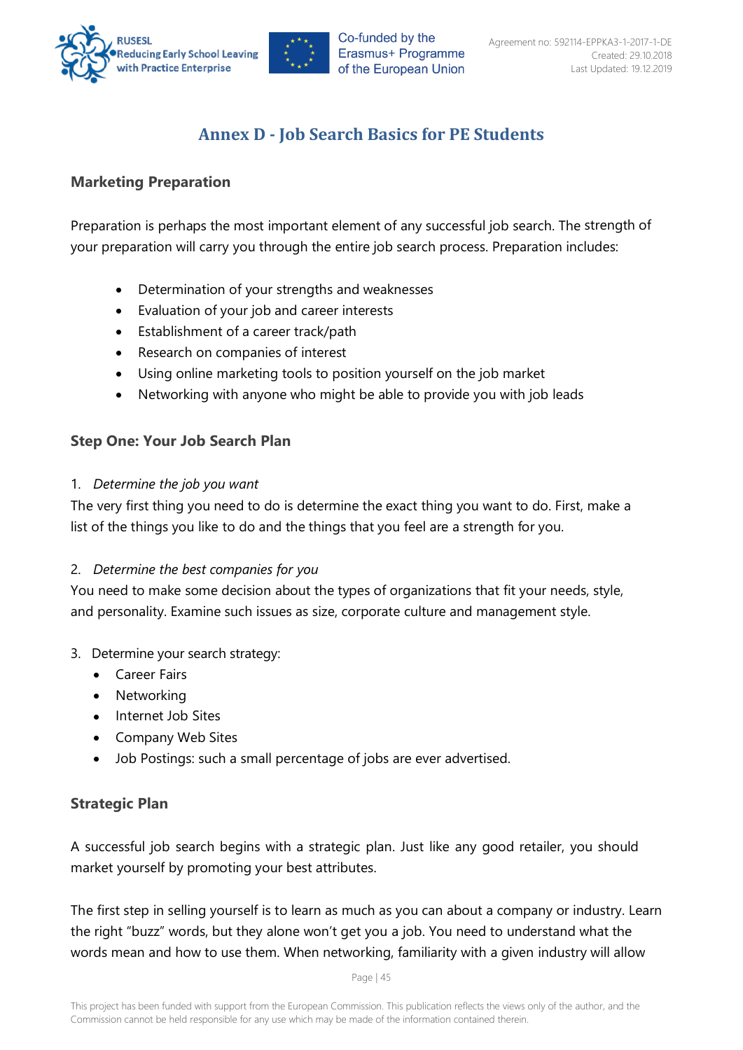# Annex D - Job Search Basics for PE Students

## Marketing Preparation

Preparation is perhaps the most important element of any successful job search. The strength of your preparation will carry you through the entire job search process. Preparation includes:

- Determination of your strengths and weaknesses
- Evaluation of your job and career interests
- Establishment of a career track/path
- Research on companies of interest
- Using online marketing tools to position yourself on the job market
- Networking with anyone who might be able to provide you with job leads

## Step One: Your Job Search Plan

1. *Determine the job you want*

The very first thing you need to do is determine the exact thing you want to do. First, make a list of the things you like to do and the things that you feel are a strength for you.

2. *Determine the best companies for you*

You need to make some decision about the types of organizations that fit your needs, style, and personality. Examine such issues as size, corporate culture and management style.

3. Determine your search strategy:
   - Career Fairs
   - Networking
   - Internet Job Sites
   - Company Web Sites
   - Job Postings: such a small percentage of jobs are ever advertised.

## Strategic Plan

A successful job search begins with a strategic plan. Just like any good retailer, you should market yourself by promoting your best attributes.

The first step in selling yourself is to learn as much as you can about a company or industry. Learn the right "buzz" words, but they alone won't get you a job. You need to understand what the words mean and how to use them. When networking, familiarity with a given industry will allow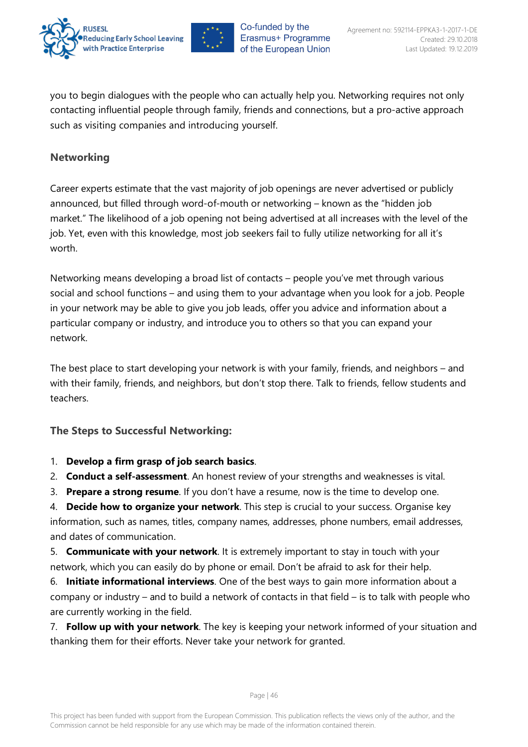you to begin dialogues with the people who can actually help you. Networking requires not only contacting influential people through family, friends and connections, but a pro-active approach such as visiting companies and introducing yourself.

### Networking

Career experts estimate that the vast majority of job openings are never advertised or publicly announced, but filled through word-of-mouth or networking – known as the "hidden job market." The likelihood of a job opening not being advertised at all increases with the level of the job. Yet, even with this knowledge, most job seekers fail to fully utilize networking for all it's worth.

Networking means developing a broad list of contacts – people you've met through various social and school functions – and using them to your advantage when you look for a job. People in your network may be able to give you job leads, offer you advice and information about a particular company or industry, and introduce you to others so that you can expand your network.

The best place to start developing your network is with your family, friends, and neighbors – and with their family, friends, and neighbors, but don't stop there. Talk to friends, fellow students and teachers.

### The Steps to Successful Networking:

1. **Develop a firm grasp of job search basics**.
2. **Conduct a self-assessment**. An honest review of your strengths and weaknesses is vital.
3. **Prepare a strong resume**. If you don't have a resume, now is the time to develop one.
4. **Decide how to organize your network**. This step is crucial to your success. Organise key information, such as names, titles, company names, addresses, phone numbers, email addresses, and dates of communication.
5. **Communicate with your network**. It is extremely important to stay in touch with your network, which you can easily do by phone or email. Don't be afraid to ask for their help.
6. **Initiate informational interviews**. One of the best ways to gain more information about a company or industry – and to build a network of contacts in that field – is to talk with people who are currently working in the field.
7. **Follow up with your network**. The key is keeping your network informed of your situation and thanking them for their efforts. Never take your network for granted.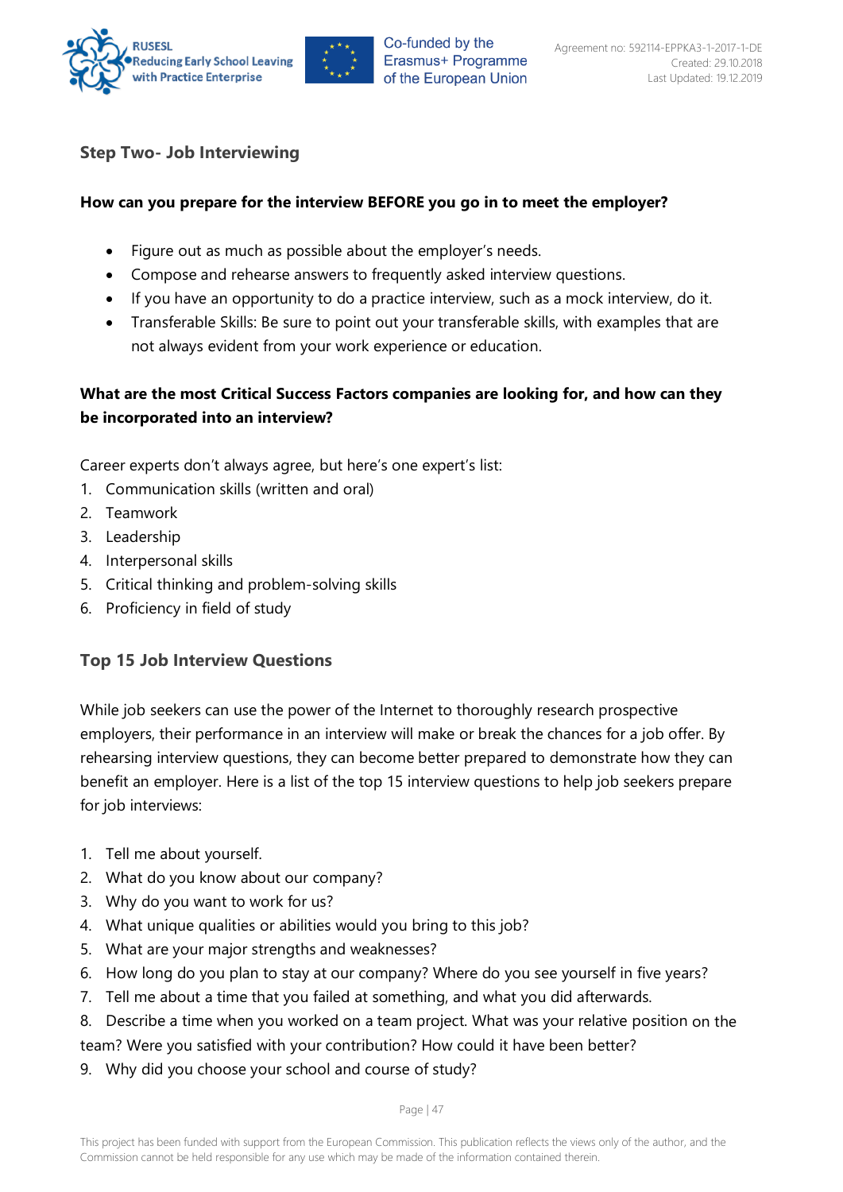### Step Two- Job Interviewing

**How can you prepare for the interview BEFORE you go in to meet the employer?**

- Figure out as much as possible about the employer's needs.
- Compose and rehearse answers to frequently asked interview questions.
- If you have an opportunity to do a practice interview, such as a mock interview, do it.
- Transferable Skills: Be sure to point out your transferable skills, with examples that are not always evident from your work experience or education.

**What are the most Critical Success Factors companies are looking for, and how can they be incorporated into an interview?**

Career experts don't always agree, but here's one expert's list:

1. Communication skills (written and oral)
2. Teamwork
3. Leadership
4. Interpersonal skills
5. Critical thinking and problem-solving skills
6. Proficiency in field of study

### Top 15 Job Interview Questions

While job seekers can use the power of the Internet to thoroughly research prospective employers, their performance in an interview will make or break the chances for a job offer. By rehearsing interview questions, they can become better prepared to demonstrate how they can benefit an employer. Here is a list of the top 15 interview questions to help job seekers prepare for job interviews:

1. Tell me about yourself.
2. What do you know about our company?
3. Why do you want to work for us?
4. What unique qualities or abilities would you bring to this job?
5. What are your major strengths and weaknesses?
6. How long do you plan to stay at our company? Where do you see yourself in five years?
7. Tell me about a time that you failed at something, and what you did afterwards.
8. Describe a time when you worked on a team project. What was your relative position on the team? Were you satisfied with your contribution? How could it have been better?
9. Why did you choose your school and course of study?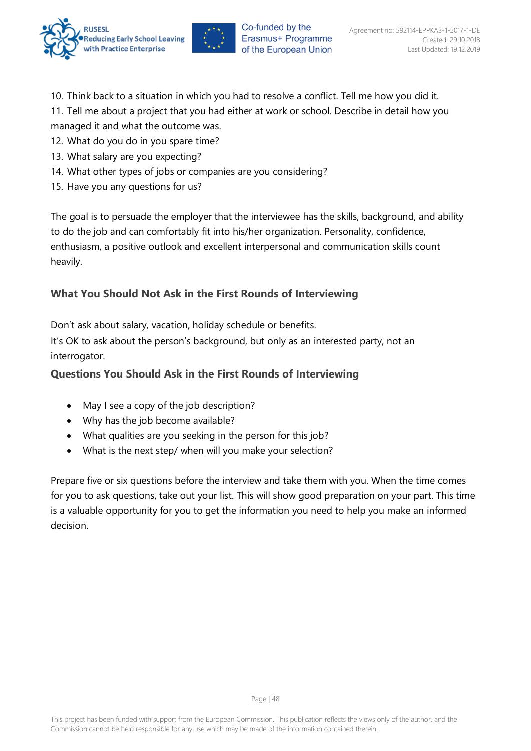10. Think back to a situation in which you had to resolve a conflict. Tell me how you did it.
11. Tell me about a project that you had either at work or school. Describe in detail how you managed it and what the outcome was.
12. What do you do in you spare time?
13. What salary are you expecting?
14. What other types of jobs or companies are you considering?
15. Have you any questions for us?

The goal is to persuade the employer that the interviewee has the skills, background, and ability to do the job and can comfortably fit into his/her organization. Personality, confidence, enthusiasm, a positive outlook and excellent interpersonal and communication skills count heavily.

### What You Should Not Ask in the First Rounds of Interviewing

Don't ask about salary, vacation, holiday schedule or benefits.
It's OK to ask about the person's background, but only as an interested party, not an interrogator.

### Questions You Should Ask in the First Rounds of Interviewing

- May I see a copy of the job description?
- Why has the job become available?
- What qualities are you seeking in the person for this job?
- What is the next step/ when will you make your selection?

Prepare five or six questions before the interview and take them with you. When the time comes for you to ask questions, take out your list. This will show good preparation on your part. This time is a valuable opportunity for you to get the information you need to help you make an informed decision.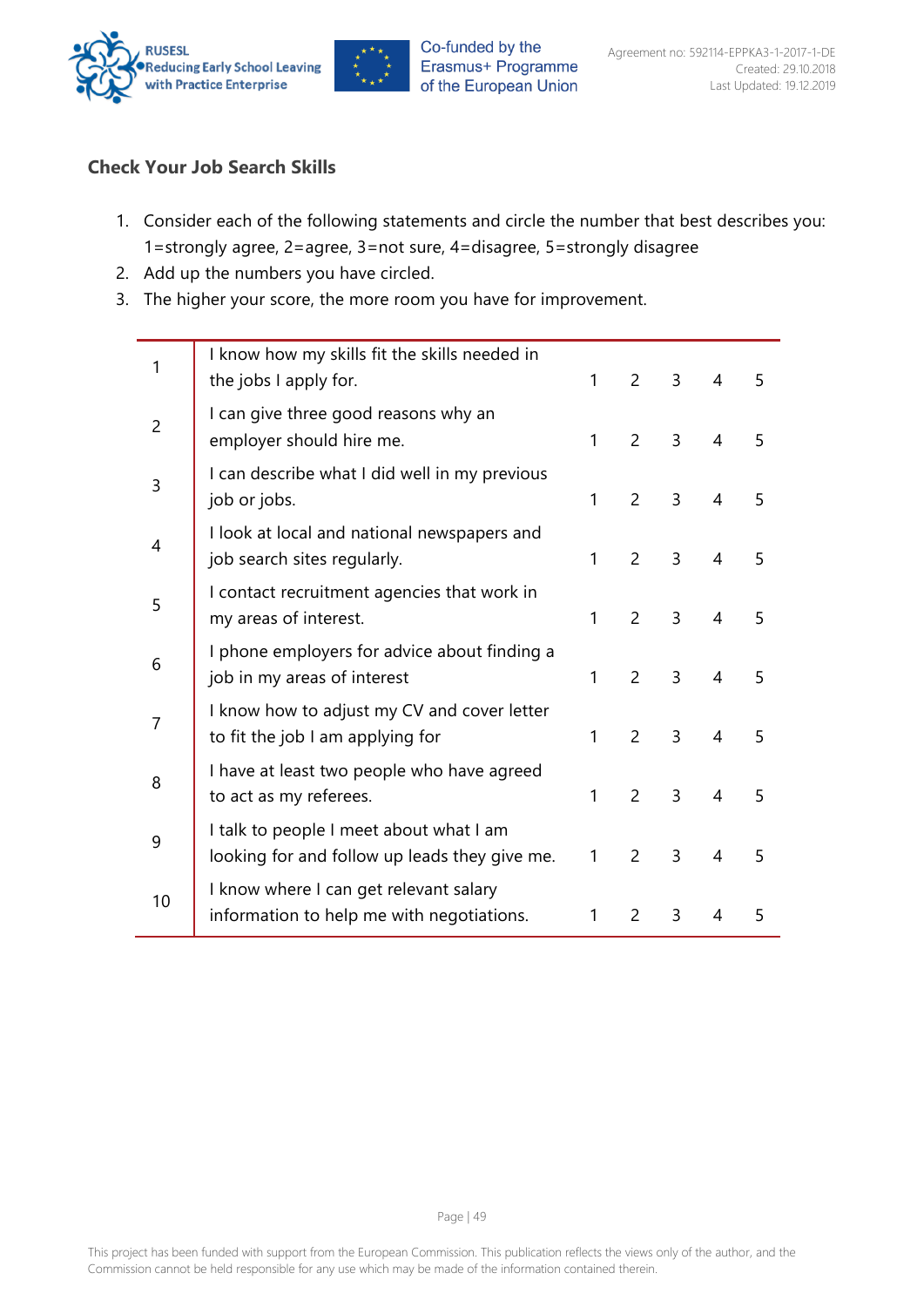## Check Your Job Search Skills

1. Consider each of the following statements and circle the number that best describes you: 1=strongly agree, 2=agree, 3=not sure, 4=disagree, 5=strongly disagree
2. Add up the numbers you have circled.
3. The higher your score, the more room you have for improvement.

| | | | | | | |
|---|---|---|---|---|---|---|
| 1 | I know how my skills fit the skills needed in the jobs I apply for. | 1 | 2 | 3 | 4 | 5 |
| 2 | I can give three good reasons why an employer should hire me. | 1 | 2 | 3 | 4 | 5 |
| 3 | I can describe what I did well in my previous job or jobs. | 1 | 2 | 3 | 4 | 5 |
| 4 | I look at local and national newspapers and job search sites regularly. | 1 | 2 | 3 | 4 | 5 |
| 5 | I contact recruitment agencies that work in my areas of interest. | 1 | 2 | 3 | 4 | 5 |
| 6 | I phone employers for advice about finding a job in my areas of interest | 1 | 2 | 3 | 4 | 5 |
| 7 | I know how to adjust my CV and cover letter to fit the job I am applying for | 1 | 2 | 3 | 4 | 5 |
| 8 | I have at least two people who have agreed to act as my referees. | 1 | 2 | 3 | 4 | 5 |
| 9 | I talk to people I meet about what I am looking for and follow up leads they give me. | 1 | 2 | 3 | 4 | 5 |
| 10 | I know where I can get relevant salary information to help me with negotiations. | 1 | 2 | 3 | 4 | 5 |